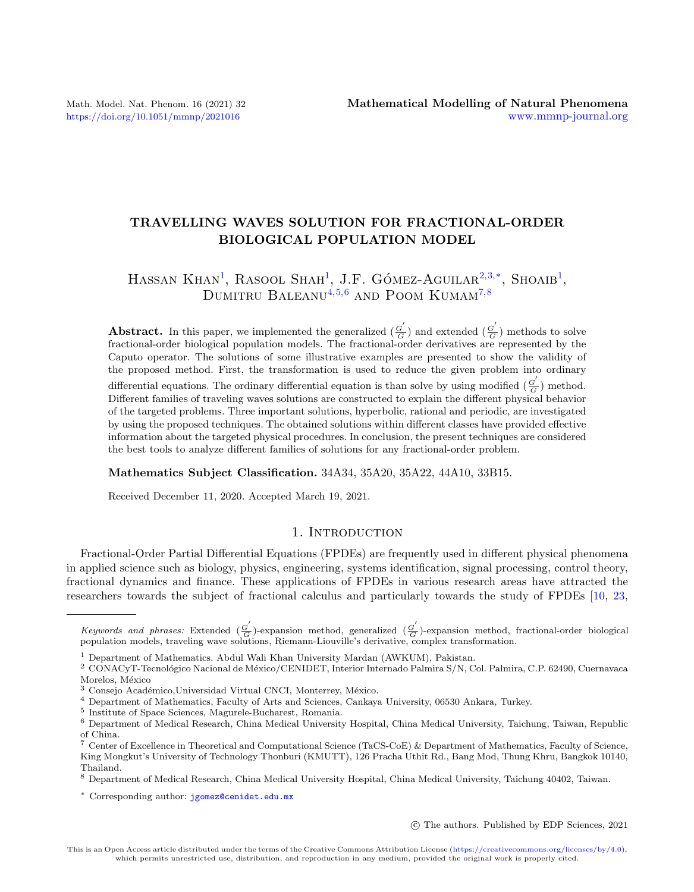# TRAVELLING WAVES SOLUTION FOR FRACTIONAL-ORDER BIOLOGICAL POPULATION MODEL

Hassan Khan[1], Rasool Shah[1], J.F. Gómez-Aguilar[2,3,*], Shoaib[1], Dumitru Baleanu[4,5,6] and Poom Kumam[7,8]

**Abstract.** In this paper, we implemented the generalized $(\frac{G'}{G})$ and extended $(\frac{G'}{G})$ methods to solve fractional-order biological population models. The fractional-order derivatives are represented by the Caputo operator. The solutions of some illustrative examples are presented to show the validity of the proposed method. First, the transformation is used to reduce the given problem into ordinary differential equations. The ordinary differential equation is than solve by using modified $(\frac{G'}{G})$ method. Different families of traveling waves solutions are constructed to explain the different physical behavior of the targeted problems. Three important solutions, hyperbolic, rational and periodic, are investigated by using the proposed techniques. The obtained solutions within different classes have provided effective information about the targeted physical procedures. In conclusion, the present techniques are considered the best tools to analyze different families of solutions for any fractional-order problem.

**Mathematics Subject Classification.** 34A34, 35A20, 35A22, 44A10, 33B15.

Received December 11, 2020. Accepted March 19, 2021.

## 1. Introduction

Fractional-Order Partial Differential Equations (FPDEs) are frequently used in different physical phenomena in applied science such as biology, physics, engineering, systems identification, signal processing, control theory, fractional dynamics and finance. These applications of FPDEs in various research areas have attracted the researchers towards the subject of fractional calculus and particularly towards the study of FPDEs [10, 23,

---

*Keywords and phrases:* Extended $(\frac{G'}{G})$-expansion method, generalized $(\frac{G'}{G})$-expansion method, fractional-order biological population models, traveling wave solutions, Riemann-Liouville's derivative, complex transformation.

[1] Department of Mathematics. Abdul Wali Khan University Mardan (AWKUM), Pakistan.

[2] CONACyT-Tecnológico Nacional de México/CENIDET, Interior Internado Palmira S/N, Col. Palmira, C.P. 62490, Cuernavaca Morelos, México

[3] Consejo Académico,Universidad Virtual CNCI, Monterrey, México.

[4] Department of Mathematics, Faculty of Arts and Sciences, Cankaya University, 06530 Ankara, Turkey.

[5] Institute of Space Sciences, Magurele-Bucharest, Romania.

[6] Department of Medical Research, China Medical University Hospital, China Medical University, Taichung, Taiwan, Republic of China.

[7] Center of Excellence in Theoretical and Computational Science (TaCS-CoE) & Department of Mathematics, Faculty of Science, King Mongkut's University of Technology Thonburi (KMUTT), 126 Pracha Uthit Rd., Bang Mod, Thung Khru, Bangkok 10140, Thailand.

[8] Department of Medical Research, China Medical University Hospital, China Medical University, Taichung 40402, Taiwan.

[*] Corresponding author: jgomez@cenidet.edu.mx

© The authors. Published by EDP Sciences, 2021

This is an Open Access article distributed under the terms of the Creative Commons Attribution License (https://creativecommons.org/licenses/by/4.0), which permits unrestricted use, distribution, and reproduction in any medium, provided the original work is properly cited.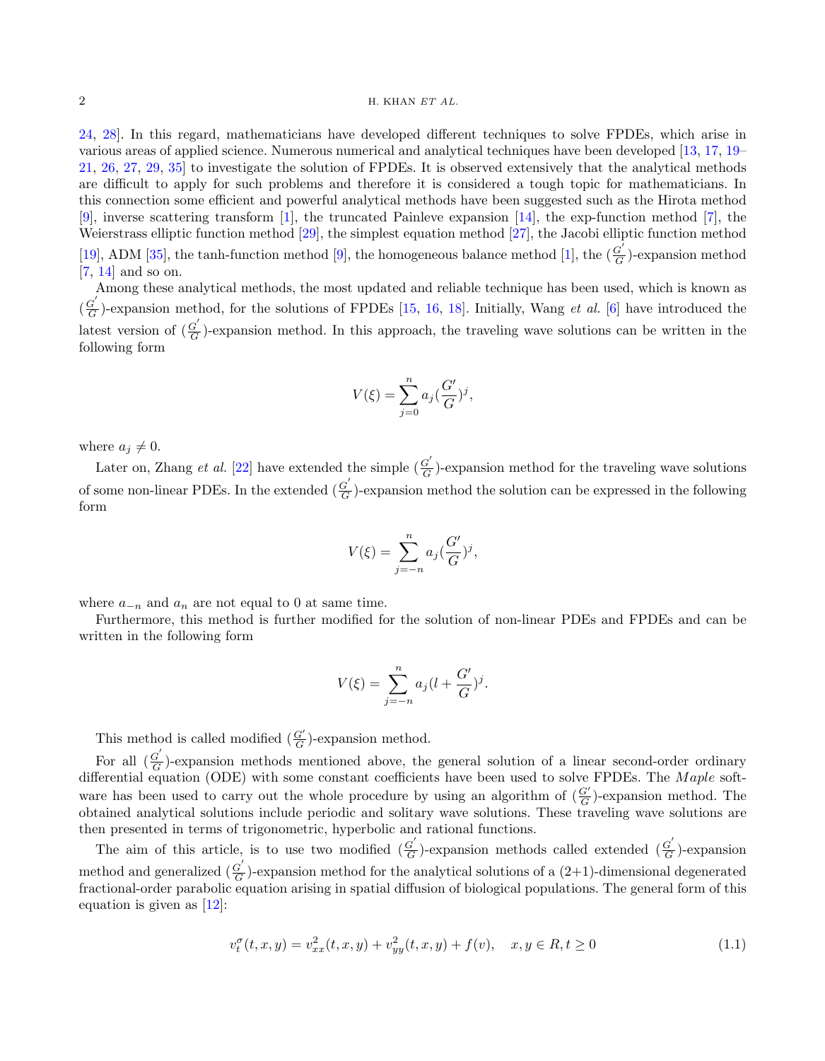24, 28]. In this regard, mathematicians have developed different techniques to solve FPDEs, which arise in various areas of applied science. Numerous numerical and analytical techniques have been developed [13, 17, 19–21, 26, 27, 29, 35] to investigate the solution of FPDEs. It is observed extensively that the analytical methods are difficult to apply for such problems and therefore it is considered a tough topic for mathematicians. In this connection some efficient and powerful analytical methods have been suggested such as the Hirota method [9], inverse scattering transform [1], the truncated Painleve expansion [14], the exp-function method [7], the Weierstrass elliptic function method [29], the simplest equation method [27], the Jacobi elliptic function method [19], ADM [35], the tanh-function method [9], the homogeneous balance method [1], the ($\frac{G'}{G}$)-expansion method [7, 14] and so on.

Among these analytical methods, the most updated and reliable technique has been used, which is known as ($\frac{G'}{G}$)-expansion method, for the solutions of FPDEs [15, 16, 18]. Initially, Wang *et al.* [6] have introduced the latest version of ($\frac{G'}{G}$)-expansion method. In this approach, the traveling wave solutions can be written in the following form

$$V(\xi) = \sum_{j=0}^{n} a_j (\frac{G'}{G})^j,$$

where $a_j \neq 0$.

Later on, Zhang *et al.* [22] have extended the simple ($\frac{G'}{G}$)-expansion method for the traveling wave solutions of some non-linear PDEs. In the extended ($\frac{G'}{G}$)-expansion method the solution can be expressed in the following form

$$V(\xi) = \sum_{j=-n}^{n} a_j (\frac{G'}{G})^j,$$

where $a_{-n}$ and $a_n$ are not equal to 0 at same time.

Furthermore, this method is further modified for the solution of non-linear PDEs and FPDEs and can be written in the following form

$$V(\xi) = \sum_{j=-n}^{n} a_j (l + \frac{G'}{G})^j.$$

This method is called modified ($\frac{G'}{G}$)-expansion method.

For all ($\frac{G'}{G}$)-expansion methods mentioned above, the general solution of a linear second-order ordinary differential equation (ODE) with some constant coefficients have been used to solve FPDEs. The *Maple* software has been used to carry out the whole procedure by using an algorithm of ($\frac{G'}{G}$)-expansion method. The obtained analytical solutions include periodic and solitary wave solutions. These traveling wave solutions are then presented in terms of trigonometric, hyperbolic and rational functions.

The aim of this article, is to use two modified ($\frac{G'}{G}$)-expansion methods called extended ($\frac{G'}{G}$)-expansion method and generalized ($\frac{G'}{G}$)-expansion method for the analytical solutions of a (2+1)-dimensional degenerated fractional-order parabolic equation arising in spatial diffusion of biological populations. The general form of this equation is given as [12]:

$$v_t^{\sigma}(t, x, y) = v_{xx}^2(t, x, y) + v_{yy}^2(t, x, y) + f(v), \quad x, y \in R, t \geq 0 \tag{1.1}$$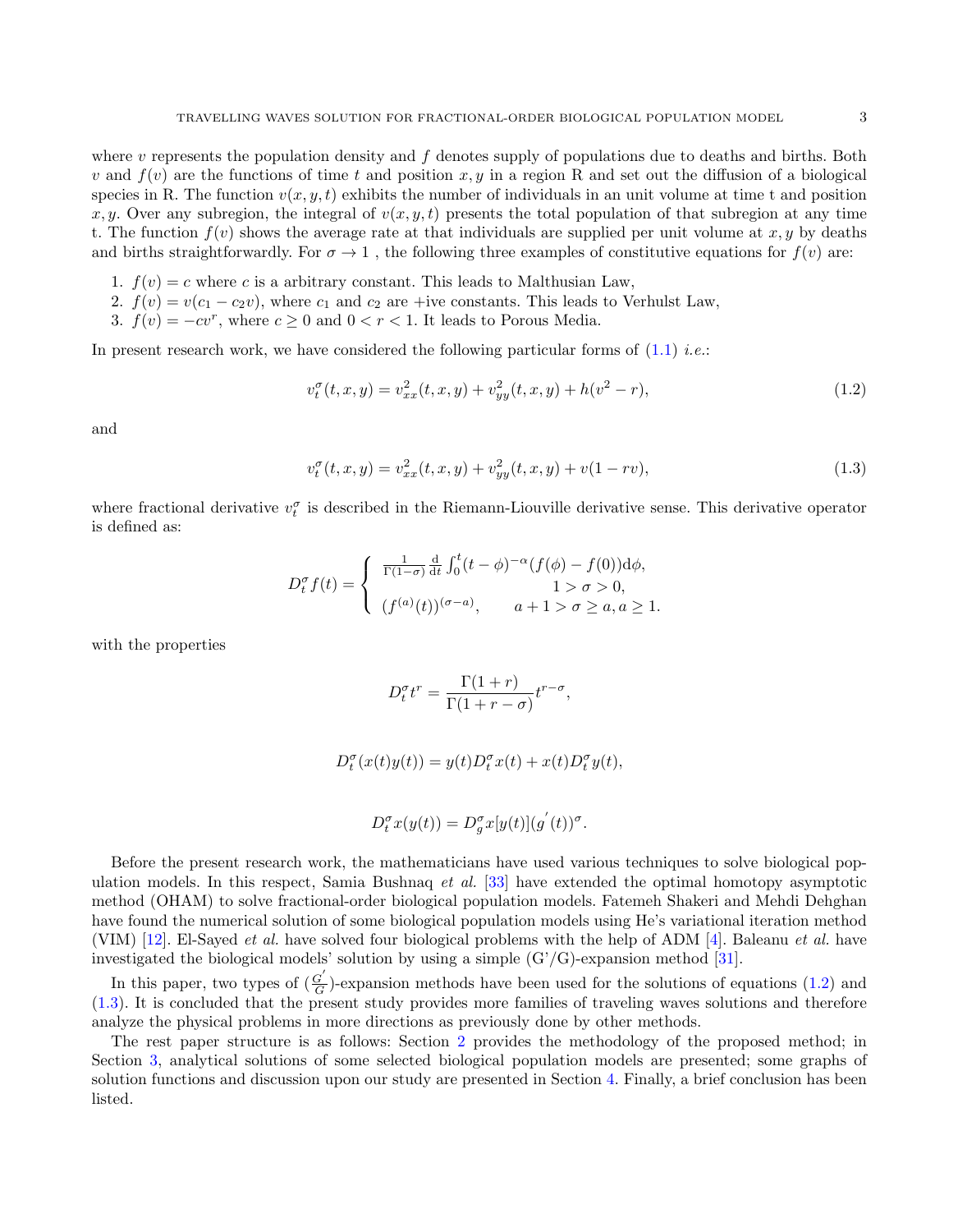where $v$ represents the population density and $f$ denotes supply of populations due to deaths and births. Both $v$ and $f(v)$ are the functions of time $t$ and position $x, y$ in a region R and set out the diffusion of a biological species in R. The function $v(x, y, t)$ exhibits the number of individuals in an unit volume at time t and position $x, y$. Over any subregion, the integral of $v(x, y, t)$ presents the total population of that subregion at any time t. The function $f(v)$ shows the average rate at that individuals are supplied per unit volume at $x, y$ by deaths and births straightforwardly. For $\sigma \to 1$ , the following three examples of constitutive equations for $f(v)$ are:

1. $f(v) = c$ where $c$ is a arbitrary constant. This leads to Malthusian Law,
2. $f(v) = v(c_1 - c_2 v)$, where $c_1$ and $c_2$ are +ive constants. This leads to Verhulst Law,
3. $f(v) = -cv^r$, where $c \geq 0$ and $0 < r < 1$. It leads to Porous Media.

In present research work, we have considered the following particular forms of (1.1) *i.e.*:

$$v_t^\sigma(t, x, y) = v_{xx}^2(t, x, y) + v_{yy}^2(t, x, y) + h(v^2 - r), \tag{1.2}$$

and

$$v_t^\sigma(t, x, y) = v_{xx}^2(t, x, y) + v_{yy}^2(t, x, y) + v(1 - rv), \tag{1.3}$$

where fractional derivative $v_t^\sigma$ is described in the Riemann-Liouville derivative sense. This derivative operator is defined as:

$$D_t^\sigma f(t) = \begin{cases} \frac{1}{\Gamma(1-\sigma)} \frac{\mathrm{d}}{\mathrm{d}t} \int_0^t (t-\phi)^{-\alpha} (f(\phi) - f(0)) \mathrm{d}\phi, \\ \qquad\qquad\qquad\qquad 1 > \sigma > 0, \\ (f^{(a)}(t))^{(\sigma - a)}, \qquad a + 1 > \sigma \geq a, a \geq 1. \end{cases}$$

with the properties

$$D_t^\sigma t^r = \frac{\Gamma(1+r)}{\Gamma(1+r-\sigma)} t^{r-\sigma},$$

$$D_t^\sigma (x(t)y(t)) = y(t) D_t^\sigma x(t) + x(t) D_t^\sigma y(t),$$

$$D_t^\sigma x(y(t)) = D_g^\sigma x[y(t)] (g^{'}(t))^\sigma.$$

Before the present research work, the mathematicians have used various techniques to solve biological population models. In this respect, Samia Bushnaq *et al.* [33] have extended the optimal homotopy asymptotic method (OHAM) to solve fractional-order biological population models. Fatemeh Shakeri and Mehdi Dehghan have found the numerical solution of some biological population models using He's variational iteration method (VIM) [12]. El-Sayed *et al.* have solved four biological problems with the help of ADM [4]. Baleanu *et al.* have investigated the biological models' solution by using a simple (G'/G)-expansion method [31].

In this paper, two types of $(\frac{G^{'}}{G})$-expansion methods have been used for the solutions of equations (1.2) and (1.3). It is concluded that the present study provides more families of traveling waves solutions and therefore analyze the physical problems in more directions as previously done by other methods.

The rest paper structure is as follows: Section 2 provides the methodology of the proposed method; in Section 3, analytical solutions of some selected biological population models are presented; some graphs of solution functions and discussion upon our study are presented in Section 4. Finally, a brief conclusion has been listed.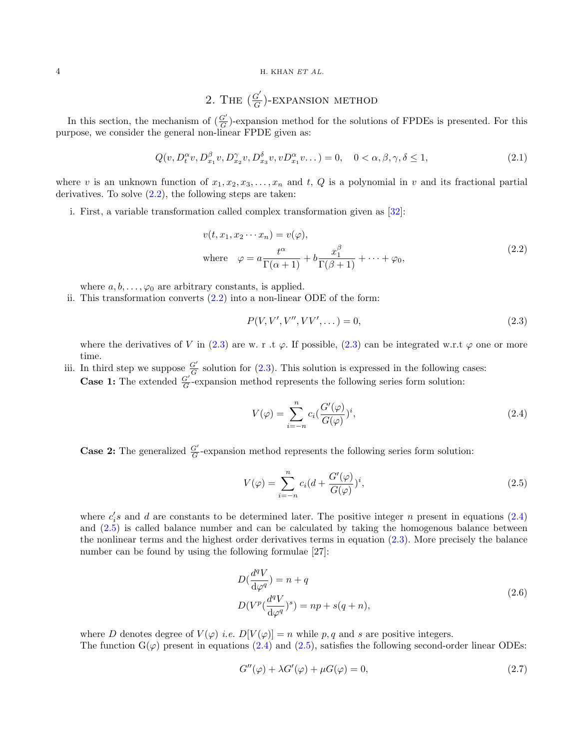## 2. The $(\frac{G'}{G})$-expansion method

In this section, the mechanism of $(\frac{G'}{G})$-expansion method for the solutions of FPDEs is presented. For this purpose, we consider the general non-linear FPDE given as:

$$Q(v, D_t^{\alpha} v, D_{x_1}^{\beta} v, D_{x_2}^{\gamma} v, D_{x_3}^{\delta} v, v D_{x_1}^{\alpha} v \dots) = 0, \quad 0 < \alpha, \beta, \gamma, \delta \leq 1, \tag{2.1}$$

where $v$ is an unknown function of $x_1, x_2, x_3, \dots, x_n$ and $t$, $Q$ is a polynomial in $v$ and its fractional partial derivatives. To solve (2.2), the following steps are taken:

i. First, a variable transformation called complex transformation given as [32]:

$$\begin{aligned} &v(t, x_1, x_2 \cdots x_n) = v(\varphi), \\ &\text{where} \quad \varphi = a\frac{t^{\alpha}}{\Gamma(\alpha+1)} + b\frac{x_1^{\beta}}{\Gamma(\beta+1)} + \cdots + \varphi_0, \end{aligned} \tag{2.2}$$

where $a, b, \dots, \varphi_0$ are arbitrary constants, is applied.

ii. This transformation converts (2.2) into a non-linear ODE of the form:

$$P(V, V', V'', VV', \dots) = 0, \tag{2.3}$$

where the derivatives of $V$ in (2.3) are w. r .t $\varphi$. If possible, (2.3) can be integrated w.r.t $\varphi$ one or more time.

iii. In third step we suppose $\frac{G'}{G}$ solution for (2.3). This solution is expressed in the following cases:

**Case 1:** The extended $\frac{G'}{G}$-expansion method represents the following series form solution:

$$V(\varphi) = \sum_{i=-n}^{n} c_i (\frac{G'(\varphi)}{G(\varphi)})^i, \tag{2.4}$$

**Case 2:** The generalized $\frac{G'}{G}$-expansion method represents the following series form solution:

$$V(\varphi) = \sum_{i=-n}^{n} c_i (d + \frac{G'(\varphi)}{G(\varphi)})^i, \tag{2.5}$$

where $c_i's$ and $d$ are constants to be determined later. The positive integer $n$ present in equations (2.4) and (2.5) is called balance number and can be calculated by taking the homogenous balance between the nonlinear terms and the highest order derivatives terms in equation (2.3). More precisely the balance number can be found by using the following formulae [27]:

$$\begin{aligned} &D(\frac{d^q V}{d\varphi^q}) = n + q \\ &D(V^p (\frac{d^q V}{d\varphi^q})^s) = np + s(q+n), \end{aligned} \tag{2.6}$$

where $D$ denotes degree of $V(\varphi)$ *i.e.* $D[V(\varphi)] = n$ while $p, q$ and $s$ are positive integers.

The function $G(\varphi)$ present in equations (2.4) and (2.5), satisfies the following second-order linear ODEs:

$$G''(\varphi) + \lambda G'(\varphi) + \mu G(\varphi) = 0, \tag{2.7}$$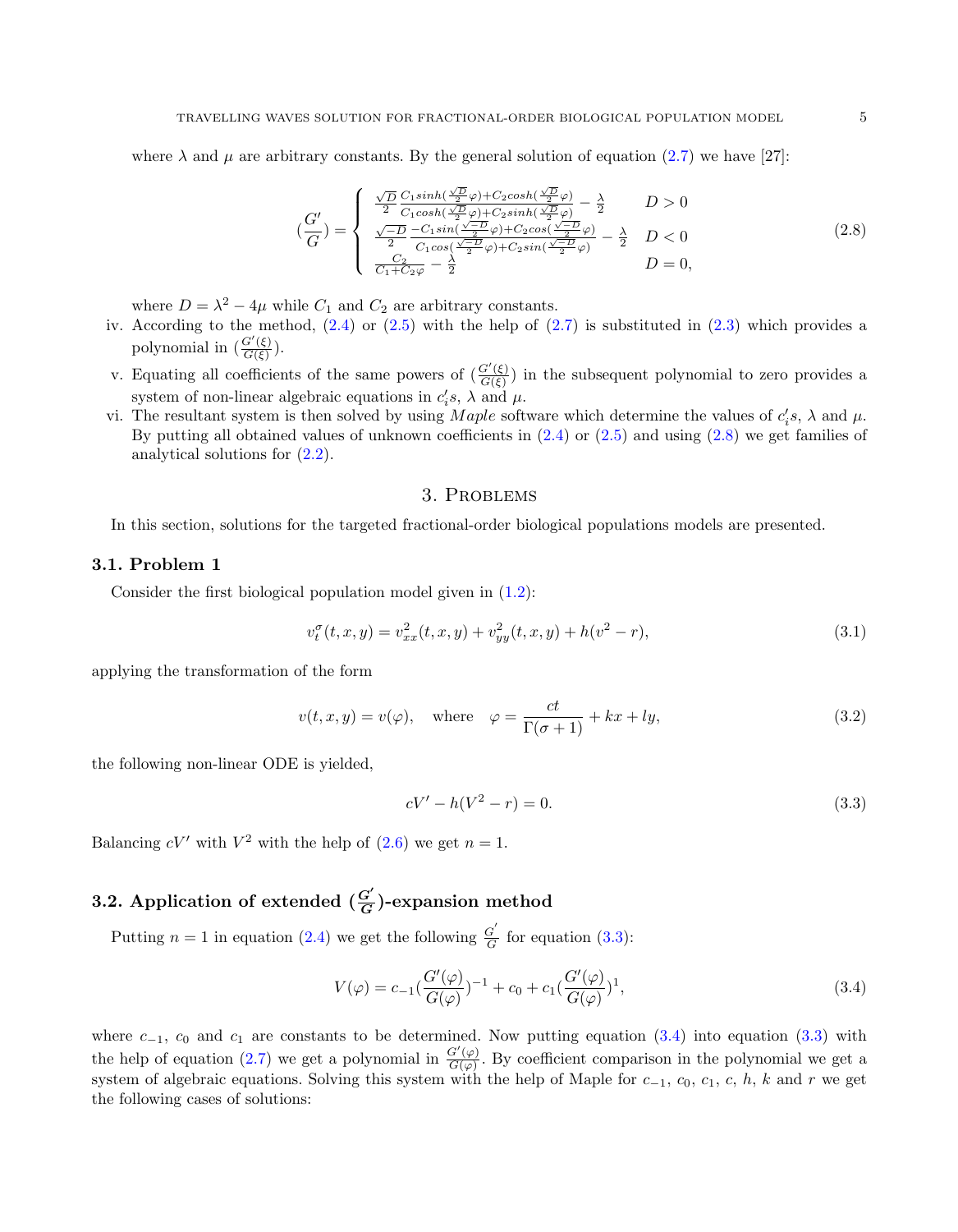where $\lambda$ and $\mu$ are arbitrary constants. By the general solution of equation (2.7) we have [27]:

$$(\frac{G'}{G}) = \begin{cases} \frac{\sqrt{D}}{2}\frac{C_1 sinh(\frac{\sqrt{D}}{2}\varphi)+C_2 cosh(\frac{\sqrt{D}}{2}\varphi)}{C_1 cosh(\frac{\sqrt{D}}{2}\varphi)+C_2 sinh(\frac{\sqrt{D}}{2}\varphi)} - \frac{\lambda}{2} & D>0 \\ \frac{\sqrt{-D}}{2}\frac{-C_1 sin(\frac{\sqrt{-D}}{2}\varphi)+C_2 cos(\frac{\sqrt{-D}}{2}\varphi)}{C_1 cos(\frac{\sqrt{-D}}{2}\varphi)+C_2 sin(\frac{\sqrt{-D}}{2}\varphi)} - \frac{\lambda}{2} & D<0 \\ \frac{C_2}{C_1+C_2\varphi} - \frac{\lambda}{2} & D=0, \end{cases} \tag{2.8}$$

where $D=\lambda^2-4\mu$ while $C_1$ and $C_2$ are arbitrary constants.

iv. According to the method, (2.4) or (2.5) with the help of (2.7) is substituted in (2.3) which provides a polynomial in $(\frac{G'(\xi)}{G(\xi)})$.

v. Equating all coefficients of the same powers of $(\frac{G'(\xi)}{G(\xi)})$ in the subsequent polynomial to zero provides a system of non-linear algebraic equations in $c_i's$, $\lambda$ and $\mu$.

vi. The resultant system is then solved by using *Maple* software which determine the values of $c_i's$, $\lambda$ and $\mu$. By putting all obtained values of unknown coefficients in (2.4) or (2.5) and using (2.8) we get families of analytical solutions for (2.2).

## 3. Problems

In this section, solutions for the targeted fractional-order biological populations models are presented.

### 3.1. Problem 1

Consider the first biological population model given in (1.2):

$$v_t^{\sigma}(t,x,y) = v_{xx}^2(t,x,y) + v_{yy}^2(t,x,y) + h(v^2-r), \tag{3.1}$$

applying the transformation of the form

$$v(t,x,y) = v(\varphi), \quad \text{where} \quad \varphi = \frac{ct}{\Gamma(\sigma+1)} + kx + ly, \tag{3.2}$$

the following non-linear ODE is yielded,

$$cV' - h(V^2-r) = 0. \tag{3.3}$$

Balancing $cV'$ with $V^2$ with the help of (2.6) we get $n=1$.

### 3.2. Application of extended $(\frac{G'}{G})$-expansion method

Putting $n=1$ in equation (2.4) we get the following $\frac{G'}{G}$ for equation (3.3):

$$V(\varphi) = c_{-1}(\frac{G'(\varphi)}{G(\varphi)})^{-1} + c_0 + c_1(\frac{G'(\varphi)}{G(\varphi)})^1, \tag{3.4}$$

where $c_{-1}$, $c_0$ and $c_1$ are constants to be determined. Now putting equation (3.4) into equation (3.3) with the help of equation (2.7) we get a polynomial in $\frac{G'(\varphi)}{G(\varphi)}$. By coefficient comparison in the polynomial we get a system of algebraic equations. Solving this system with the help of Maple for $c_{-1}$, $c_0$, $c_1$, $c$, $h$, $k$ and $r$ we get the following cases of solutions: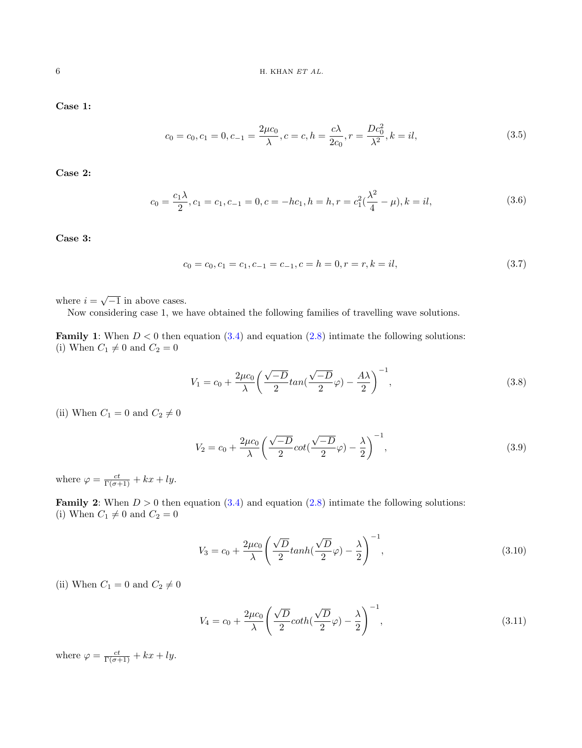**Case 1:**

$$c_0 = c_0, c_1 = 0, c_{-1} = \frac{2\mu c_0}{\lambda}, c = c, h = \frac{c\lambda}{2c_0}, r = \frac{Dc_0^2}{\lambda^2}, k = il, \tag{3.5}$$

**Case 2:**

$$c_0 = \frac{c_1\lambda}{2}, c_1 = c_1, c_{-1} = 0, c = -hc_1, h = h, r = c_1^2(\frac{\lambda^2}{4} - \mu), k = il, \tag{3.6}$$

**Case 3:**

$$c_0 = c_0, c_1 = c_1, c_{-1} = c_{-1}, c = h = 0, r = r, k = il, \tag{3.7}$$

where $i = \sqrt{-1}$ in above cases.

Now considering case 1, we have obtained the following families of travelling wave solutions.

**Family 1**: When $D < 0$ then equation (3.4) and equation (2.8) intimate the following solutions:
(i) When $C_1 \neq 0$ and $C_2 = 0$

$$V_1 = c_0 + \frac{2\mu c_0}{\lambda}\left(\frac{\sqrt{-D}}{2}tan(\frac{\sqrt{-D}}{2}\varphi) - \frac{A\lambda}{2}\right)^{-1}, \tag{3.8}$$

(ii) When $C_1 = 0$ and $C_2 \neq 0$

$$V_2 = c_0 + \frac{2\mu c_0}{\lambda}\left(\frac{\sqrt{-D}}{2}cot(\frac{\sqrt{-D}}{2}\varphi) - \frac{\lambda}{2}\right)^{-1}, \tag{3.9}$$

where $\varphi = \frac{ct}{\Gamma(\sigma+1)} + kx + ly$.

**Family 2**: When $D > 0$ then equation (3.4) and equation (2.8) intimate the following solutions:
(i) When $C_1 \neq 0$ and $C_2 = 0$

$$V_3 = c_0 + \frac{2\mu c_0}{\lambda}\left(\frac{\sqrt{D}}{2}tanh(\frac{\sqrt{D}}{2}\varphi) - \frac{\lambda}{2}\right)^{-1}, \tag{3.10}$$

(ii) When $C_1 = 0$ and $C_2 \neq 0$

$$V_4 = c_0 + \frac{2\mu c_0}{\lambda}\left(\frac{\sqrt{D}}{2}coth(\frac{\sqrt{D}}{2}\varphi) - \frac{\lambda}{2}\right)^{-1}, \tag{3.11}$$

where $\varphi = \frac{ct}{\Gamma(\sigma+1)} + kx + ly$.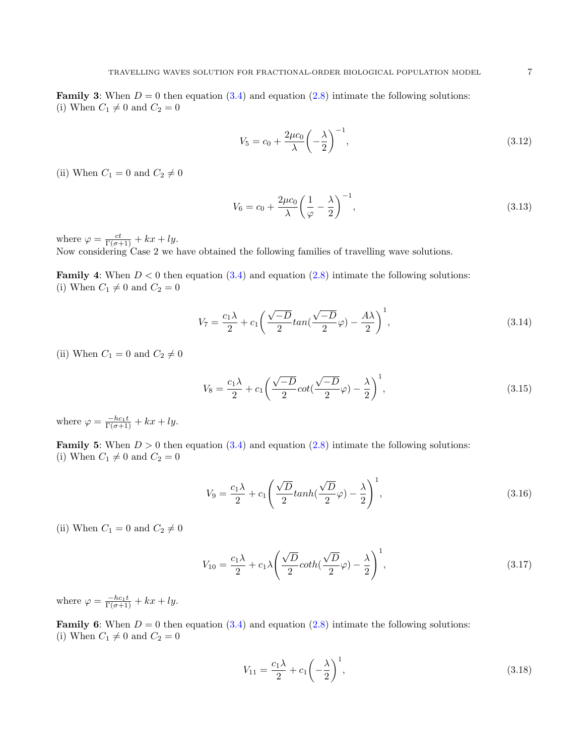**Family 3**: When $D = 0$ then equation (3.4) and equation (2.8) intimate the following solutions:
(i) When $C_1 \neq 0$ and $C_2 = 0$

$$V_5 = c_0 + \frac{2\mu c_0}{\lambda}\left(-\frac{\lambda}{2}\right)^{-1}, \tag{3.12}$$

(ii) When $C_1 = 0$ and $C_2 \neq 0$

$$V_6 = c_0 + \frac{2\mu c_0}{\lambda}\left(\frac{1}{\varphi} - \frac{\lambda}{2}\right)^{-1}, \tag{3.13}$$

where $\varphi = \frac{ct}{\Gamma(\sigma+1)} + kx + ly$.
Now considering Case 2 we have obtained the following families of travelling wave solutions.

**Family 4**: When $D < 0$ then equation (3.4) and equation (2.8) intimate the following solutions:
(i) When $C_1 \neq 0$ and $C_2 = 0$

$$V_7 = \frac{c_1\lambda}{2} + c_1\left(\frac{\sqrt{-D}}{2}tan(\frac{\sqrt{-D}}{2}\varphi) - \frac{A\lambda}{2}\right)^1, \tag{3.14}$$

(ii) When $C_1 = 0$ and $C_2 \neq 0$

$$V_8 = \frac{c_1\lambda}{2} + c_1\left(\frac{\sqrt{-D}}{2}cot(\frac{\sqrt{-D}}{2}\varphi) - \frac{\lambda}{2}\right)^1, \tag{3.15}$$

where $\varphi = \frac{-hc_1 t}{\Gamma(\sigma+1)} + kx + ly$.

**Family 5**: When $D > 0$ then equation (3.4) and equation (2.8) intimate the following solutions:
(i) When $C_1 \neq 0$ and $C_2 = 0$

$$V_9 = \frac{c_1\lambda}{2} + c_1\left(\frac{\sqrt{D}}{2}tanh(\frac{\sqrt{D}}{2}\varphi) - \frac{\lambda}{2}\right)^1, \tag{3.16}$$

(ii) When $C_1 = 0$ and $C_2 \neq 0$

$$V_{10} = \frac{c_1\lambda}{2} + c_1\lambda\left(\frac{\sqrt{D}}{2}coth(\frac{\sqrt{D}}{2}\varphi) - \frac{\lambda}{2}\right)^1, \tag{3.17}$$

where $\varphi = \frac{-hc_1 t}{\Gamma(\sigma+1)} + kx + ly$.

**Family 6**: When $D = 0$ then equation (3.4) and equation (2.8) intimate the following solutions:
(i) When $C_1 \neq 0$ and $C_2 = 0$

$$V_{11} = \frac{c_1\lambda}{2} + c_1\left(-\frac{\lambda}{2}\right)^1, \tag{3.18}$$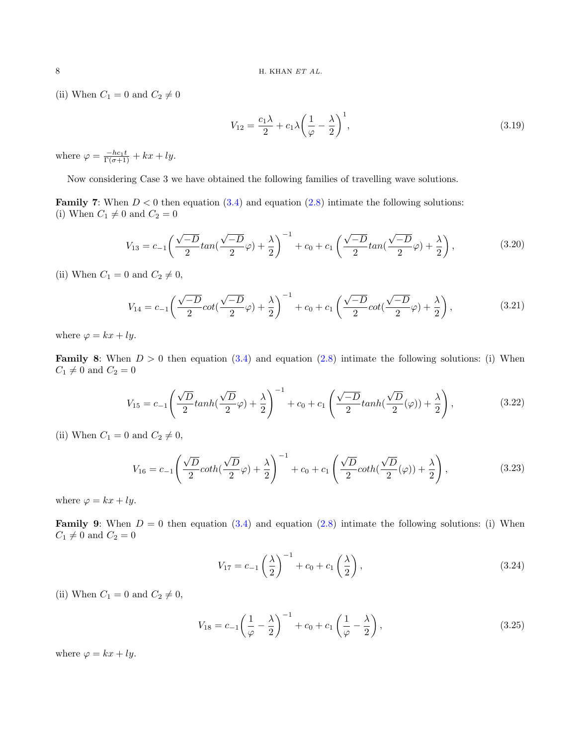(ii) When $C_1 = 0$ and $C_2 \neq 0$

$$V_{12} = \frac{c_1\lambda}{2} + c_1\lambda\bigg(\frac{1}{\varphi} - \frac{\lambda}{2}\bigg)^{1}, \tag{3.19}$$

where $\varphi = \frac{-hc_1 t}{\Gamma(\sigma+1)} + kx + ly$.

Now considering Case 3 we have obtained the following families of travelling wave solutions.

**Family 7**: When $D < 0$ then equation (3.4) and equation (2.8) intimate the following solutions:
(i) When $C_1 \neq 0$ and $C_2 = 0$

$$V_{13} = c_{-1}\bigg(\frac{\sqrt{-D}}{2}tan(\frac{\sqrt{-D}}{2}\varphi) + \frac{\lambda}{2}\bigg)^{-1} + c_0 + c_1\left(\frac{\sqrt{-D}}{2}tan(\frac{\sqrt{-D}}{2}\varphi) + \frac{\lambda}{2}\right), \tag{3.20}$$

(ii) When $C_1 = 0$ and $C_2 \neq 0$,

$$V_{14} = c_{-1}\bigg(\frac{\sqrt{-D}}{2}cot(\frac{\sqrt{-D}}{2}\varphi) + \frac{\lambda}{2}\bigg)^{-1} + c_0 + c_1\left(\frac{\sqrt{-D}}{2}cot(\frac{\sqrt{-D}}{2}\varphi) + \frac{\lambda}{2}\right), \tag{3.21}$$

where $\varphi = kx + ly$.

**Family 8**: When $D > 0$ then equation (3.4) and equation (2.8) intimate the following solutions: (i) When $C_1 \neq 0$ and $C_2 = 0$

$$V_{15} = c_{-1}\left(\frac{\sqrt{D}}{2}tanh(\frac{\sqrt{D}}{2}\varphi) + \frac{\lambda}{2}\right)^{-1} + c_0 + c_1\left(\frac{\sqrt{-D}}{2}tanh(\frac{\sqrt{D}}{2}(\varphi)) + \frac{\lambda}{2}\right), \tag{3.22}$$

(ii) When $C_1 = 0$ and $C_2 \neq 0$,

$$V_{16} = c_{-1}\left(\frac{\sqrt{D}}{2}coth(\frac{\sqrt{D}}{2}\varphi) + \frac{\lambda}{2}\right)^{-1} + c_0 + c_1\left(\frac{\sqrt{D}}{2}coth(\frac{\sqrt{D}}{2}(\varphi)) + \frac{\lambda}{2}\right), \tag{3.23}$$

where $\varphi = kx + ly$.

**Family 9**: When $D = 0$ then equation (3.4) and equation (2.8) intimate the following solutions: (i) When $C_1 \neq 0$ and $C_2 = 0$

$$V_{17} = c_{-1}\left(\frac{\lambda}{2}\right)^{-1} + c_0 + c_1\left(\frac{\lambda}{2}\right), \tag{3.24}$$

(ii) When $C_1 = 0$ and $C_2 \neq 0$,

$$V_{18} = c_{-1}\bigg(\frac{1}{\varphi} - \frac{\lambda}{2}\bigg)^{-1} + c_0 + c_1\left(\frac{1}{\varphi} - \frac{\lambda}{2}\right), \tag{3.25}$$

where $\varphi = kx + ly$.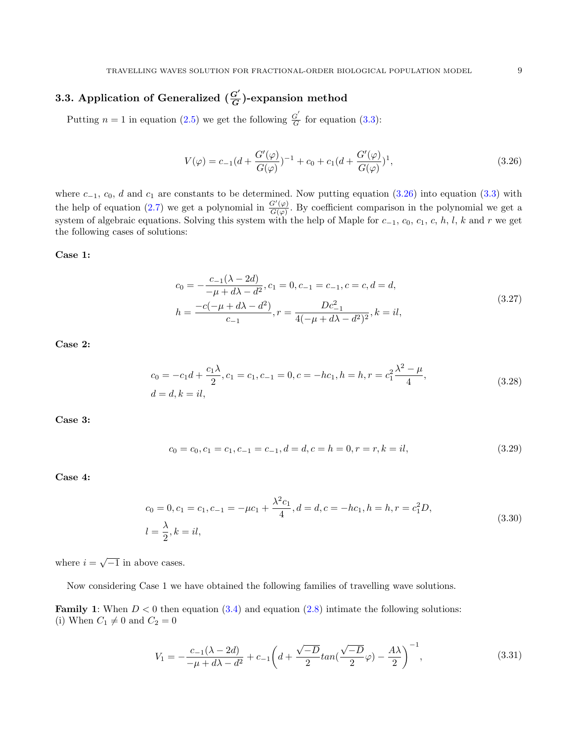### 3.3. Application of Generalized $(\frac{G'}{G})$-expansion method

Putting $n = 1$ in equation (2.5) we get the following $\frac{G'}{G}$ for equation (3.3):

$$V(\varphi) = c_{-1}(d + \frac{G'(\varphi)}{G(\varphi)})^{-1} + c_0 + c_1(d + \frac{G'(\varphi)}{G(\varphi)})^1, \tag{3.26}$$

where $c_{-1}$, $c_0$, $d$ and $c_1$ are constants to be determined. Now putting equation (3.26) into equation (3.3) with the help of equation (2.7) we get a polynomial in $\frac{G'(\varphi)}{G(\varphi)}$. By coefficient comparison in the polynomial we get a system of algebraic equations. Solving this system with the help of Maple for $c_{-1}$, $c_0$, $c_1$, $c$, $h$, $l$, $k$ and $r$ we get the following cases of solutions:

**Case 1:**

$$\begin{aligned} &c_0 = -\frac{c_{-1}(\lambda - 2d)}{-\mu + d\lambda - d^2}, c_1 = 0, c_{-1} = c_{-1}, c = c, d = d, \\ &h = \frac{-c(-\mu + d\lambda - d^2)}{c_{-1}}, r = \frac{Dc_{-1}^2}{4(-\mu + d\lambda - d^2)^2}, k = il, \end{aligned} \tag{3.27}$$

**Case 2:**

$$\begin{aligned} &c_0 = -c_1 d + \frac{c_1\lambda}{2}, c_1 = c_1, c_{-1} = 0, c = -hc_1, h = h, r = c_1^2\frac{\lambda^2 - \mu}{4}, \\ &d = d, k = il, \end{aligned} \tag{3.28}$$

**Case 3:**

$$c_0 = c_0, c_1 = c_1, c_{-1} = c_{-1}, d = d, c = h = 0, r = r, k = il, \tag{3.29}$$

**Case 4:**

$$\begin{aligned} &c_0 = 0, c_1 = c_1, c_{-1} = -\mu c_1 + \frac{\lambda^2 c_1}{4}, d = d, c = -hc_1, h = h, r = c_1^2 D, \\ &l = \frac{\lambda}{2}, k = il, \end{aligned} \tag{3.30}$$

where $i = \sqrt{-1}$ in above cases.

Now considering Case 1 we have obtained the following families of travelling wave solutions.

**Family 1**: When $D < 0$ then equation (3.4) and equation (2.8) intimate the following solutions:
(i) When $C_1 \neq 0$ and $C_2 = 0$

$$V_1 = -\frac{c_{-1}(\lambda - 2d)}{-\mu + d\lambda - d^2} + c_{-1}\left(d + \frac{\sqrt{-D}}{2}tan(\frac{\sqrt{-D}}{2}\varphi) - \frac{A\lambda}{2}\right)^{-1}, \tag{3.31}$$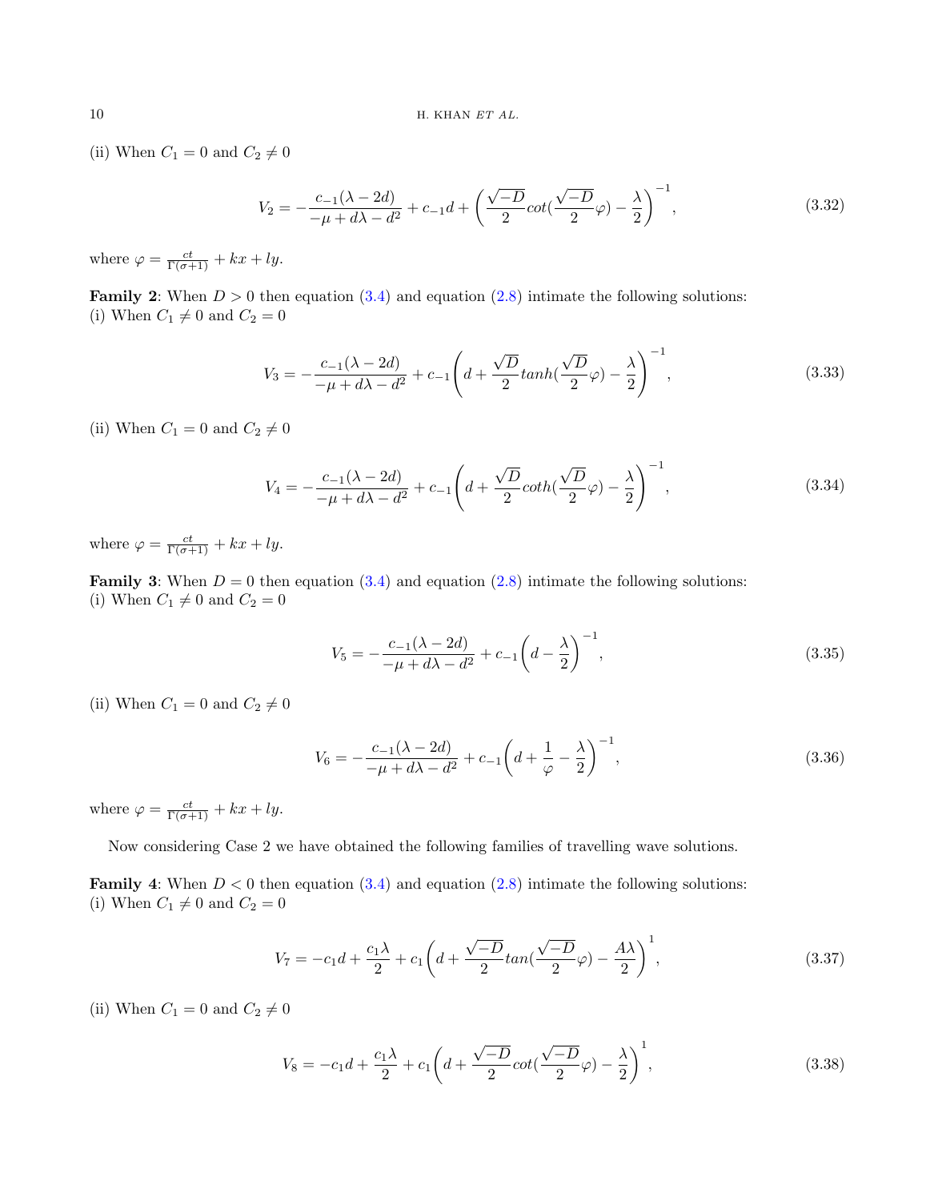(ii) When $C_1 = 0$ and $C_2 \neq 0$

$$V_2 = -\frac{c_{-1}(\lambda - 2d)}{-\mu + d\lambda - d^2} + c_{-1}d + \left(\frac{\sqrt{-D}}{2}cot(\frac{\sqrt{-D}}{2}\varphi) - \frac{\lambda}{2}\right)^{-1}, \tag{3.32}$$

where $\varphi = \frac{ct}{\Gamma(\sigma+1)} + kx + ly$.

**Family 2**: When $D > 0$ then equation (3.4) and equation (2.8) intimate the following solutions:
(i) When $C_1 \neq 0$ and $C_2 = 0$

$$V_3 = -\frac{c_{-1}(\lambda - 2d)}{-\mu + d\lambda - d^2} + c_{-1}\left(d + \frac{\sqrt{D}}{2}tanh(\frac{\sqrt{D}}{2}\varphi) - \frac{\lambda}{2}\right)^{-1}, \tag{3.33}$$

(ii) When $C_1 = 0$ and $C_2 \neq 0$

$$V_4 = -\frac{c_{-1}(\lambda - 2d)}{-\mu + d\lambda - d^2} + c_{-1}\left(d + \frac{\sqrt{D}}{2}coth(\frac{\sqrt{D}}{2}\varphi) - \frac{\lambda}{2}\right)^{-1}, \tag{3.34}$$

where $\varphi = \frac{ct}{\Gamma(\sigma+1)} + kx + ly$.

**Family 3**: When $D = 0$ then equation (3.4) and equation (2.8) intimate the following solutions:
(i) When $C_1 \neq 0$ and $C_2 = 0$

$$V_5 = -\frac{c_{-1}(\lambda - 2d)}{-\mu + d\lambda - d^2} + c_{-1}\left(d - \frac{\lambda}{2}\right)^{-1}, \tag{3.35}$$

(ii) When $C_1 = 0$ and $C_2 \neq 0$

$$V_6 = -\frac{c_{-1}(\lambda - 2d)}{-\mu + d\lambda - d^2} + c_{-1}\left(d + \frac{1}{\varphi} - \frac{\lambda}{2}\right)^{-1}, \tag{3.36}$$

where $\varphi = \frac{ct}{\Gamma(\sigma+1)} + kx + ly$.

Now considering Case 2 we have obtained the following families of travelling wave solutions.

**Family 4**: When $D < 0$ then equation (3.4) and equation (2.8) intimate the following solutions:
(i) When $C_1 \neq 0$ and $C_2 = 0$

$$V_7 = -c_1 d + \frac{c_1\lambda}{2} + c_1\left(d + \frac{\sqrt{-D}}{2}tan(\frac{\sqrt{-D}}{2}\varphi) - \frac{A\lambda}{2}\right)^{1}, \tag{3.37}$$

(ii) When $C_1 = 0$ and $C_2 \neq 0$

$$V_8 = -c_1 d + \frac{c_1\lambda}{2} + c_1\left(d + \frac{\sqrt{-D}}{2}cot(\frac{\sqrt{-D}}{2}\varphi) - \frac{\lambda}{2}\right)^{1}, \tag{3.38}$$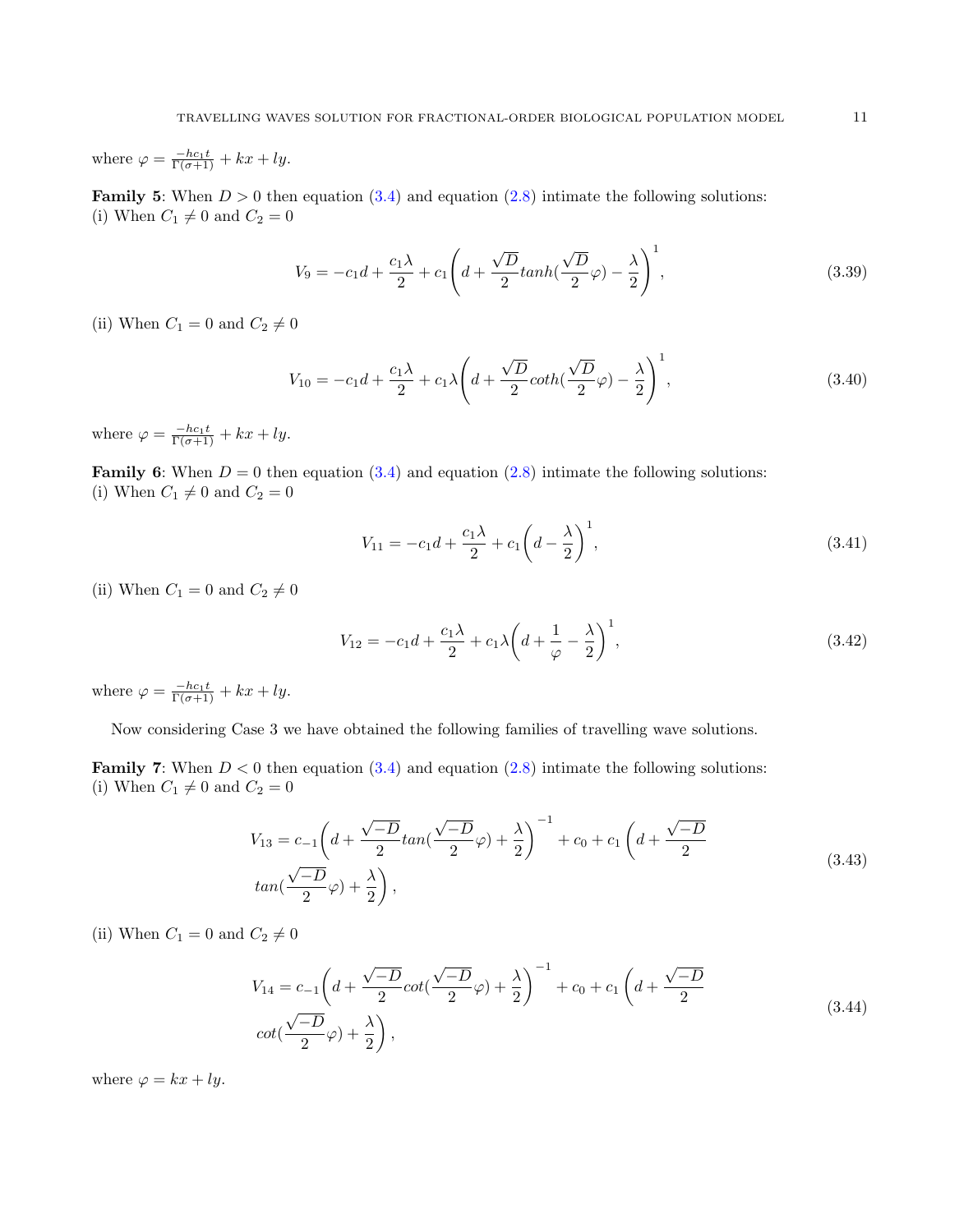where $\varphi = \frac{-hc_1 t}{\Gamma(\sigma+1)} + kx + ly$.

**Family 5**: When $D > 0$ then equation (3.4) and equation (2.8) intimate the following solutions:
(i) When $C_1 \neq 0$ and $C_2 = 0$

$$V_9 = -c_1 d + \frac{c_1\lambda}{2} + c_1\left(d + \frac{\sqrt{D}}{2}tanh(\frac{\sqrt{D}}{2}\varphi) - \frac{\lambda}{2}\right)^1, \tag{3.39}$$

(ii) When $C_1 = 0$ and $C_2 \neq 0$

$$V_{10} = -c_1 d + \frac{c_1\lambda}{2} + c_1\lambda\left(d + \frac{\sqrt{D}}{2}coth(\frac{\sqrt{D}}{2}\varphi) - \frac{\lambda}{2}\right)^1, \tag{3.40}$$

where $\varphi = \frac{-hc_1 t}{\Gamma(\sigma+1)} + kx + ly$.

**Family 6**: When $D = 0$ then equation (3.4) and equation (2.8) intimate the following solutions:
(i) When $C_1 \neq 0$ and $C_2 = 0$

$$V_{11} = -c_1 d + \frac{c_1\lambda}{2} + c_1\left(d - \frac{\lambda}{2}\right)^1, \tag{3.41}$$

(ii) When $C_1 = 0$ and $C_2 \neq 0$

$$V_{12} = -c_1 d + \frac{c_1\lambda}{2} + c_1\lambda\left(d + \frac{1}{\varphi} - \frac{\lambda}{2}\right)^1, \tag{3.42}$$

where $\varphi = \frac{-hc_1 t}{\Gamma(\sigma+1)} + kx + ly$.

Now considering Case 3 we have obtained the following families of travelling wave solutions.

**Family 7**: When $D < 0$ then equation (3.4) and equation (2.8) intimate the following solutions:
(i) When $C_1 \neq 0$ and $C_2 = 0$

$$V_{13} = c_{-1}\left(d + \frac{\sqrt{-D}}{2}tan(\frac{\sqrt{-D}}{2}\varphi) + \frac{\lambda}{2}\right)^{-1} + c_0 + c_1\left(d + \frac{\sqrt{-D}}{2} tan(\frac{\sqrt{-D}}{2}\varphi) + \frac{\lambda}{2}\right), \tag{3.43}$$

(ii) When $C_1 = 0$ and $C_2 \neq 0$

$$V_{14} = c_{-1}\left(d + \frac{\sqrt{-D}}{2}cot(\frac{\sqrt{-D}}{2}\varphi) + \frac{\lambda}{2}\right)^{-1} + c_0 + c_1\left(d + \frac{\sqrt{-D}}{2} cot(\frac{\sqrt{-D}}{2}\varphi) + \frac{\lambda}{2}\right), \tag{3.44}$$

where $\varphi = kx + ly$.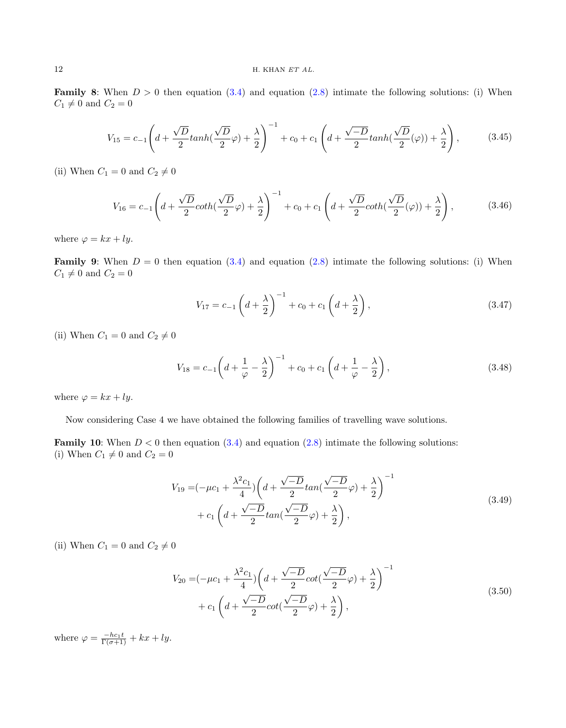**Family 8**: When $D > 0$ then equation (3.4) and equation (2.8) intimate the following solutions: (i) When $C_1 \neq 0$ and $C_2 = 0$

$$V_{15} = c_{-1}\left(d + \frac{\sqrt{D}}{2}tanh(\frac{\sqrt{D}}{2}\varphi) + \frac{\lambda}{2}\right)^{-1} + c_0 + c_1\left(d + \frac{\sqrt{-D}}{2}tanh(\frac{\sqrt{D}}{2}(\varphi)) + \frac{\lambda}{2}\right), \tag{3.45}$$

(ii) When $C_1 = 0$ and $C_2 \neq 0$

$$V_{16} = c_{-1}\left(d + \frac{\sqrt{D}}{2}coth(\frac{\sqrt{D}}{2}\varphi) + \frac{\lambda}{2}\right)^{-1} + c_0 + c_1\left(d + \frac{\sqrt{D}}{2}coth(\frac{\sqrt{D}}{2}(\varphi)) + \frac{\lambda}{2}\right), \tag{3.46}$$

where $\varphi = kx + ly$.

**Family 9**: When $D = 0$ then equation (3.4) and equation (2.8) intimate the following solutions: (i) When $C_1 \neq 0$ and $C_2 = 0$

$$V_{17} = c_{-1}\left(d + \frac{\lambda}{2}\right)^{-1} + c_0 + c_1\left(d + \frac{\lambda}{2}\right), \tag{3.47}$$

(ii) When $C_1 = 0$ and $C_2 \neq 0$

$$V_{18} = c_{-1}\left(d + \frac{1}{\varphi} - \frac{\lambda}{2}\right)^{-1} + c_0 + c_1\left(d + \frac{1}{\varphi} - \frac{\lambda}{2}\right), \tag{3.48}$$

where $\varphi = kx + ly$.

Now considering Case 4 we have obtained the following families of travelling wave solutions.

**Family 10**: When $D < 0$ then equation (3.4) and equation (2.8) intimate the following solutions:
(i) When $C_1 \neq 0$ and $C_2 = 0$

$$\begin{aligned} V_{19} =& (-\mu c_1 + \frac{\lambda^2 c_1}{4})\left(d + \frac{\sqrt{-D}}{2}tan(\frac{\sqrt{-D}}{2}\varphi) + \frac{\lambda}{2}\right)^{-1} \\ &+ c_1\left(d + \frac{\sqrt{-D}}{2}tan(\frac{\sqrt{-D}}{2}\varphi) + \frac{\lambda}{2}\right), \end{aligned} \tag{3.49}$$

(ii) When $C_1 = 0$ and $C_2 \neq 0$

$$\begin{aligned} V_{20} =& (-\mu c_1 + \frac{\lambda^2 c_1}{4})\left(d + \frac{\sqrt{-D}}{2}cot(\frac{\sqrt{-D}}{2}\varphi) + \frac{\lambda}{2}\right)^{-1} \\ &+ c_1\left(d + \frac{\sqrt{-D}}{2}cot(\frac{\sqrt{-D}}{2}\varphi) + \frac{\lambda}{2}\right), \end{aligned} \tag{3.50}$$

where $\varphi = \frac{-hc_1 t}{\Gamma(\sigma+1)} + kx + ly$.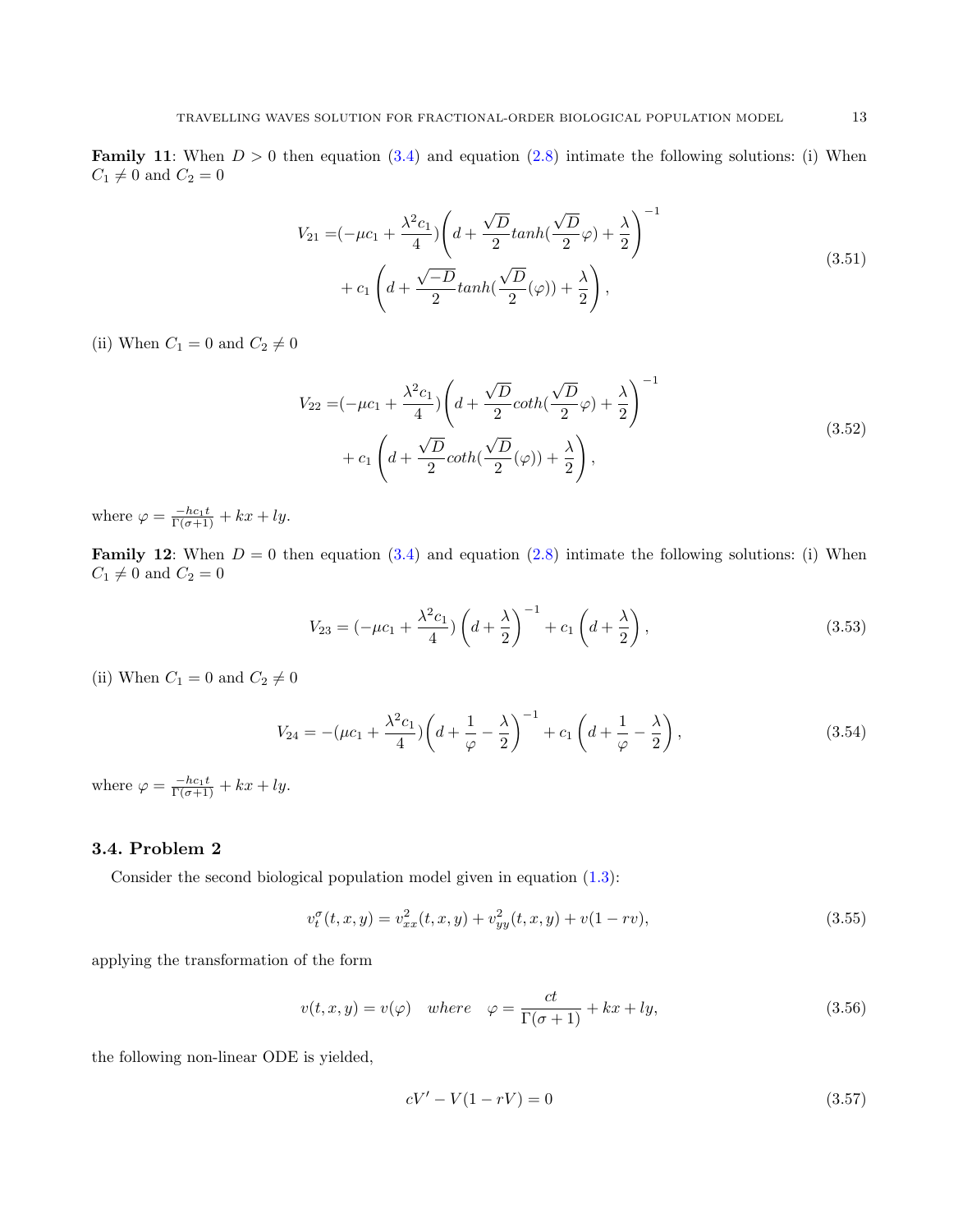**Family 11**: When $D > 0$ then equation (3.4) and equation (2.8) intimate the following solutions: (i) When $C_1 \neq 0$ and $C_2 = 0$

$$
\begin{aligned}
V_{21} =& (-\mu c_1 + \frac{\lambda^2 c_1}{4})\left(d + \frac{\sqrt{D}}{2} tanh(\frac{\sqrt{D}}{2}\varphi) + \frac{\lambda}{2}\right)^{-1} \\
&+ c_1\left(d + \frac{\sqrt{-D}}{2} tanh(\frac{\sqrt{D}}{2}(\varphi)) + \frac{\lambda}{2}\right),
\end{aligned} \tag{3.51}
$$

(ii) When $C_1 = 0$ and $C_2 \neq 0$

$$
\begin{aligned}
V_{22} =& (-\mu c_1 + \frac{\lambda^2 c_1}{4})\left(d + \frac{\sqrt{D}}{2} coth(\frac{\sqrt{D}}{2}\varphi) + \frac{\lambda}{2}\right)^{-1} \\
&+ c_1\left(d + \frac{\sqrt{D}}{2} coth(\frac{\sqrt{D}}{2}(\varphi)) + \frac{\lambda}{2}\right),
\end{aligned} \tag{3.52}
$$

where $\varphi = \frac{-hc_1 t}{\Gamma(\sigma+1)} + kx + ly$.

**Family 12**: When $D = 0$ then equation (3.4) and equation (2.8) intimate the following solutions: (i) When $C_1 \neq 0$ and $C_2 = 0$

$$
V_{23} = (-\mu c_1 + \frac{\lambda^2 c_1}{4})\left(d + \frac{\lambda}{2}\right)^{-1} + c_1\left(d + \frac{\lambda}{2}\right), \tag{3.53}
$$

(ii) When $C_1 = 0$ and $C_2 \neq 0$

$$
V_{24} = -(\mu c_1 + \frac{\lambda^2 c_1}{4})\left(d + \frac{1}{\varphi} - \frac{\lambda}{2}\right)^{-1} + c_1\left(d + \frac{1}{\varphi} - \frac{\lambda}{2}\right), \tag{3.54}
$$

where $\varphi = \frac{-hc_1 t}{\Gamma(\sigma+1)} + kx + ly$.

### 3.4. Problem 2

Consider the second biological population model given in equation (1.3):

$$
v_t^{\sigma}(t,x,y) = v_{xx}^2(t,x,y) + v_{yy}^2(t,x,y) + v(1 - rv), \tag{3.55}
$$

applying the transformation of the form

$$
v(t,x,y) = v(\varphi) \quad where \quad \varphi = \frac{ct}{\Gamma(\sigma+1)} + kx + ly, \tag{3.56}
$$

the following non-linear ODE is yielded,

$$
cV' - V(1 - rV) = 0 \tag{3.57}
$$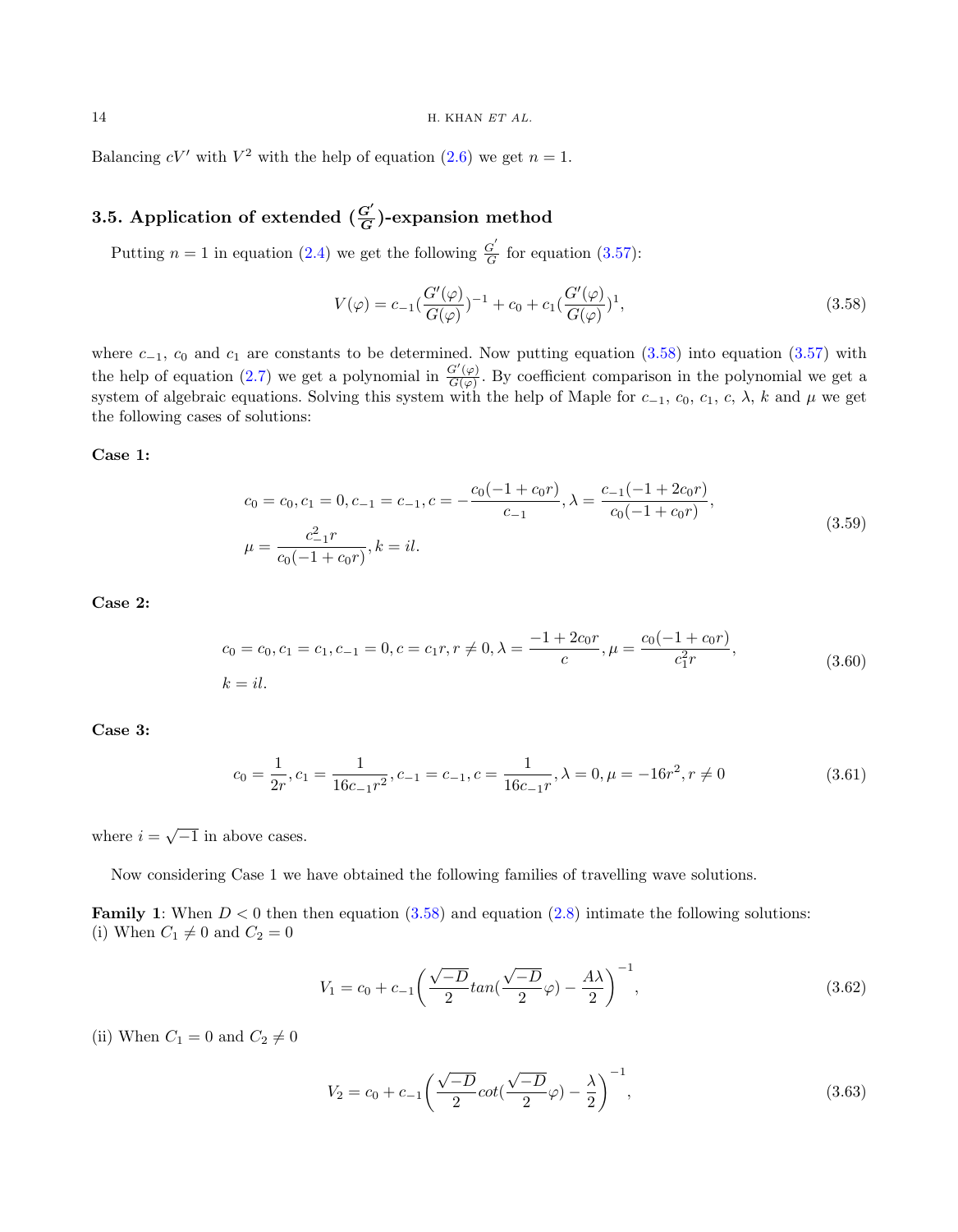Balancing $cV'$ with $V^2$ with the help of equation (2.6) we get $n = 1$.

### 3.5. Application of extended $(\frac{G'}{G})$-expansion method

Putting $n = 1$ in equation (2.4) we get the following $\frac{G'}{G}$ for equation (3.57):

$$V(\varphi) = c_{-1}(\frac{G'(\varphi)}{G(\varphi)})^{-1} + c_0 + c_1(\frac{G'(\varphi)}{G(\varphi)})^{1}, \tag{3.58}$$

where $c_{-1}$, $c_0$ and $c_1$ are constants to be determined. Now putting equation (3.58) into equation (3.57) with the help of equation (2.7) we get a polynomial in $\frac{G'(\varphi)}{G(\varphi)}$. By coefficient comparison in the polynomial we get a system of algebraic equations. Solving this system with the help of Maple for $c_{-1}$, $c_0$, $c_1$, $c$, $\lambda$, $k$ and $\mu$ we get the following cases of solutions:

**Case 1:**

$$\begin{aligned} &c_0 = c_0, c_1 = 0, c_{-1} = c_{-1}, c = -\frac{c_0(-1 + c_0 r)}{c_{-1}}, \lambda = \frac{c_{-1}(-1 + 2c_0 r)}{c_0(-1 + c_0 r)}, \\ &\mu = \frac{c_{-1}^2 r}{c_0(-1 + c_0 r)}, k = il. \end{aligned} \tag{3.59}$$

**Case 2:**

$$\begin{aligned} &c_0 = c_0, c_1 = c_1, c_{-1} = 0, c = c_1 r, r \neq 0, \lambda = \frac{-1 + 2c_0 r}{c}, \mu = \frac{c_0(-1 + c_0 r)}{c_1^2 r}, \\ &k = il. \end{aligned} \tag{3.60}$$

**Case 3:**

$$c_0 = \frac{1}{2r}, c_1 = \frac{1}{16c_{-1}r^2}, c_{-1} = c_{-1}, c = \frac{1}{16c_{-1}r}, \lambda = 0, \mu = -16r^2, r \neq 0 \tag{3.61}$$

where $i = \sqrt{-1}$ in above cases.

Now considering Case 1 we have obtained the following families of travelling wave solutions.

**Family 1**: When $D < 0$ then then equation (3.58) and equation (2.8) intimate the following solutions:
(i) When $C_1 \neq 0$ and $C_2 = 0$

$$V_1 = c_0 + c_{-1}\left(\frac{\sqrt{-D}}{2}tan(\frac{\sqrt{-D}}{2}\varphi) - \frac{A\lambda}{2}\right)^{-1}, \tag{3.62}$$

(ii) When $C_1 = 0$ and $C_2 \neq 0$

$$V_2 = c_0 + c_{-1}\left(\frac{\sqrt{-D}}{2}cot(\frac{\sqrt{-D}}{2}\varphi) - \frac{\lambda}{2}\right)^{-1}, \tag{3.63}$$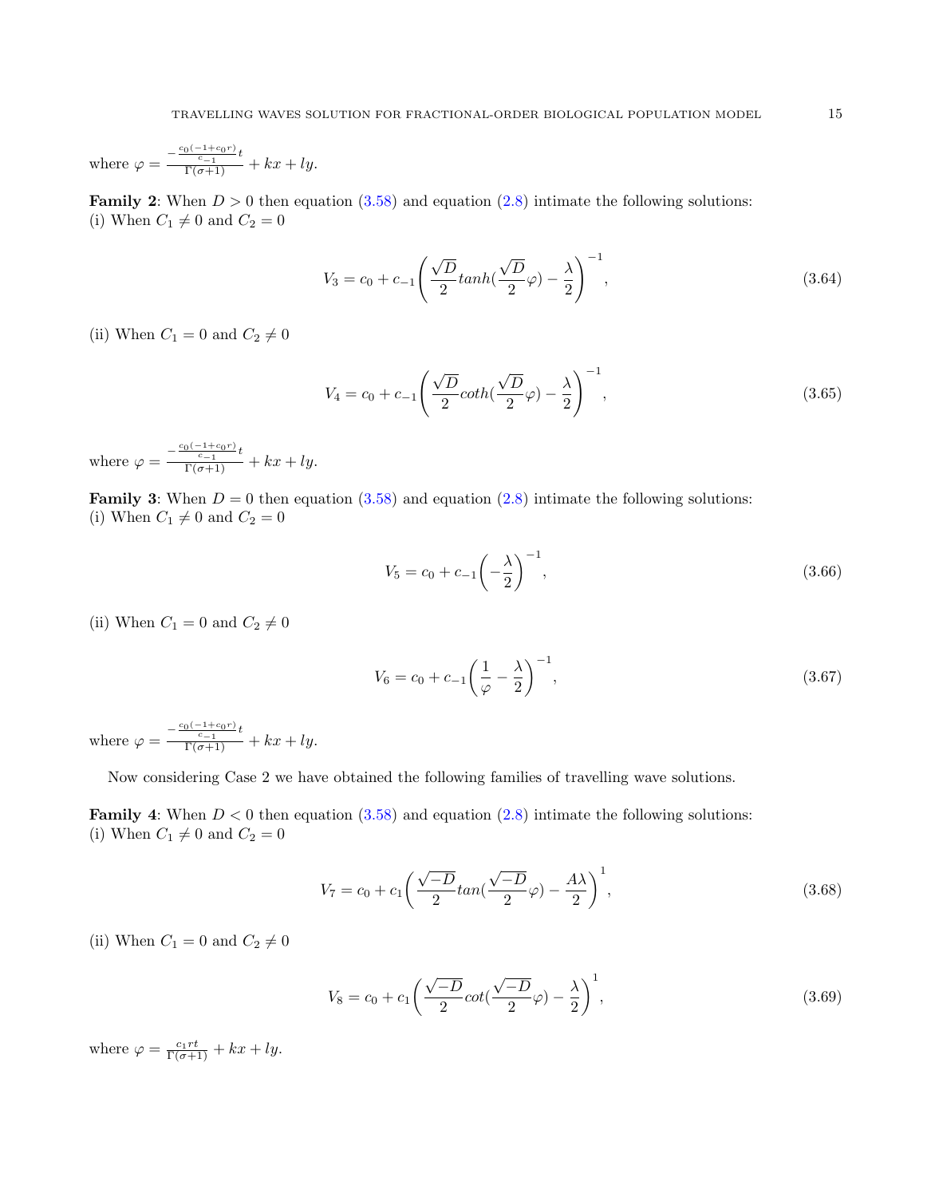where $\varphi = \frac{-\frac{c_0(-1+c_0 r)}{c_{-1}}t}{\Gamma(\sigma+1)} + kx + ly$.

**Family 2**: When $D > 0$ then equation (3.58) and equation (2.8) intimate the following solutions:
(i) When $C_1 \neq 0$ and $C_2 = 0$

$$V_3 = c_0 + c_{-1}\left(\frac{\sqrt{D}}{2}tanh(\frac{\sqrt{D}}{2}\varphi) - \frac{\lambda}{2}\right)^{-1}, \tag{3.64}$$

(ii) When $C_1 = 0$ and $C_2 \neq 0$

$$V_4 = c_0 + c_{-1}\left(\frac{\sqrt{D}}{2}coth(\frac{\sqrt{D}}{2}\varphi) - \frac{\lambda}{2}\right)^{-1}, \tag{3.65}$$

where $\varphi = \frac{-\frac{c_0(-1+c_0 r)}{c_{-1}}t}{\Gamma(\sigma+1)} + kx + ly$.

**Family 3**: When $D = 0$ then equation (3.58) and equation (2.8) intimate the following solutions:
(i) When $C_1 \neq 0$ and $C_2 = 0$

$$V_5 = c_0 + c_{-1}\left(-\frac{\lambda}{2}\right)^{-1}, \tag{3.66}$$

(ii) When $C_1 = 0$ and $C_2 \neq 0$

$$V_6 = c_0 + c_{-1}\left(\frac{1}{\varphi} - \frac{\lambda}{2}\right)^{-1}, \tag{3.67}$$

where $\varphi = \frac{-\frac{c_0(-1+c_0 r)}{c_{-1}}t}{\Gamma(\sigma+1)} + kx + ly$.

Now considering Case 2 we have obtained the following families of travelling wave solutions.

**Family 4**: When $D < 0$ then equation (3.58) and equation (2.8) intimate the following solutions:
(i) When $C_1 \neq 0$ and $C_2 = 0$

$$V_7 = c_0 + c_1\left(\frac{\sqrt{-D}}{2}tan(\frac{\sqrt{-D}}{2}\varphi) - \frac{A\lambda}{2}\right)^{1}, \tag{3.68}$$

(ii) When $C_1 = 0$ and $C_2 \neq 0$

$$V_8 = c_0 + c_1\left(\frac{\sqrt{-D}}{2}cot(\frac{\sqrt{-D}}{2}\varphi) - \frac{\lambda}{2}\right)^{1}, \tag{3.69}$$

where $\varphi = \frac{c_1 r t}{\Gamma(\sigma+1)} + kx + ly$.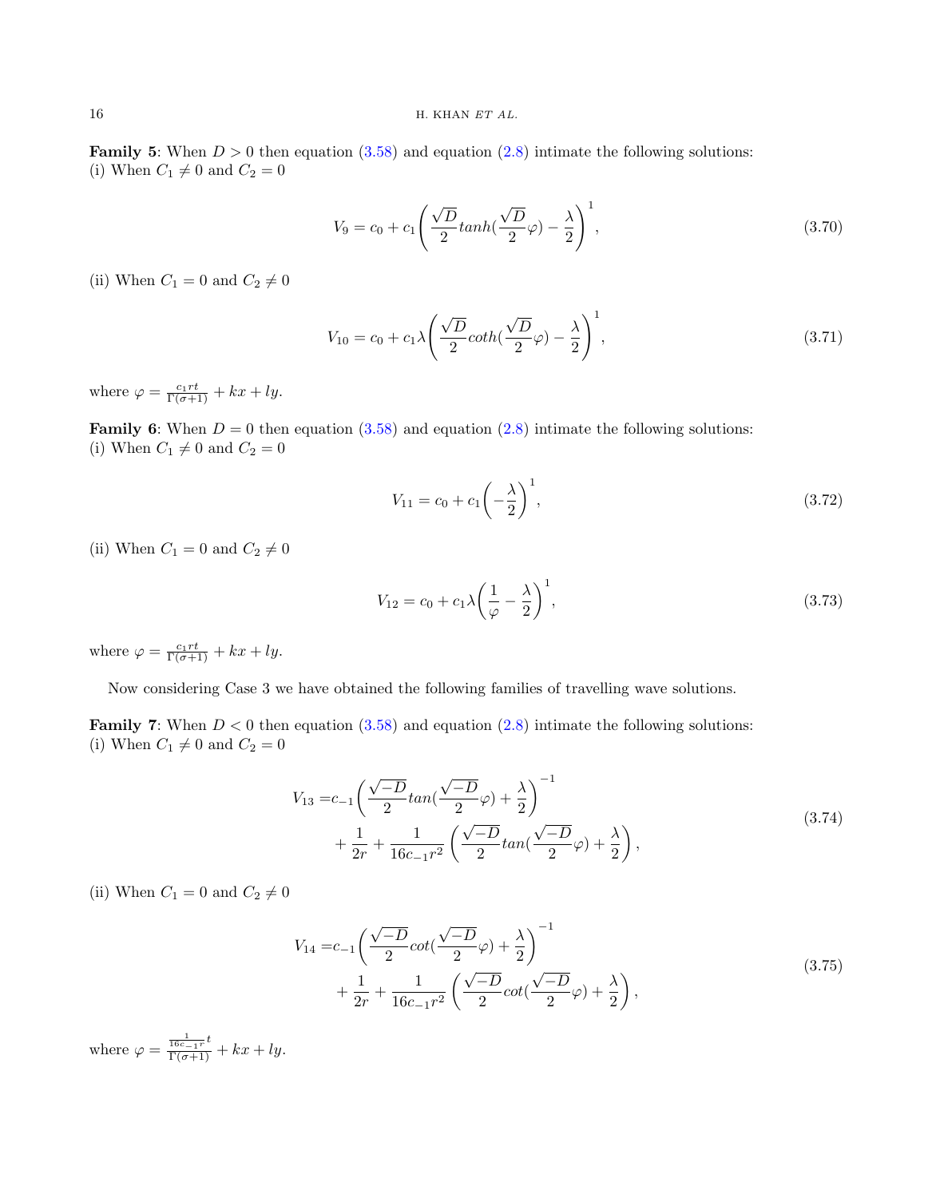**Family 5**: When $D > 0$ then equation (3.58) and equation (2.8) intimate the following solutions:
(i) When $C_1 \neq 0$ and $C_2 = 0$

$$V_9 = c_0 + c_1\left(\frac{\sqrt{D}}{2}tanh(\frac{\sqrt{D}}{2}\varphi) - \frac{\lambda}{2}\right)^1, \tag{3.70}$$

(ii) When $C_1 = 0$ and $C_2 \neq 0$

$$V_{10} = c_0 + c_1\lambda\left(\frac{\sqrt{D}}{2}coth(\frac{\sqrt{D}}{2}\varphi) - \frac{\lambda}{2}\right)^1, \tag{3.71}$$

where $\varphi = \frac{c_1 rt}{\Gamma(\sigma+1)} + kx + ly$.

**Family 6**: When $D = 0$ then equation (3.58) and equation (2.8) intimate the following solutions:
(i) When $C_1 \neq 0$ and $C_2 = 0$

$$V_{11} = c_0 + c_1\left(-\frac{\lambda}{2}\right)^1, \tag{3.72}$$

(ii) When $C_1 = 0$ and $C_2 \neq 0$

$$V_{12} = c_0 + c_1\lambda\left(\frac{1}{\varphi} - \frac{\lambda}{2}\right)^1, \tag{3.73}$$

where $\varphi = \frac{c_1 rt}{\Gamma(\sigma+1)} + kx + ly$.

Now considering Case 3 we have obtained the following families of travelling wave solutions.

**Family 7**: When $D < 0$ then equation (3.58) and equation (2.8) intimate the following solutions:
(i) When $C_1 \neq 0$ and $C_2 = 0$

$$\begin{aligned} V_{13} =& c_{-1}\left(\frac{\sqrt{-D}}{2}tan(\frac{\sqrt{-D}}{2}\varphi) + \frac{\lambda}{2}\right)^{-1} \\ &+ \frac{1}{2r} + \frac{1}{16c_{-1}r^2}\left(\frac{\sqrt{-D}}{2}tan(\frac{\sqrt{-D}}{2}\varphi) + \frac{\lambda}{2}\right), \end{aligned} \tag{3.74}$$

(ii) When $C_1 = 0$ and $C_2 \neq 0$

$$\begin{aligned} V_{14} =& c_{-1}\left(\frac{\sqrt{-D}}{2}cot(\frac{\sqrt{-D}}{2}\varphi) + \frac{\lambda}{2}\right)^{-1} \\ &+ \frac{1}{2r} + \frac{1}{16c_{-1}r^2}\left(\frac{\sqrt{-D}}{2}cot(\frac{\sqrt{-D}}{2}\varphi) + \frac{\lambda}{2}\right), \end{aligned} \tag{3.75}$$

where $\varphi = \frac{\frac{1}{16c_{-1}r}t}{\Gamma(\sigma+1)} + kx + ly$.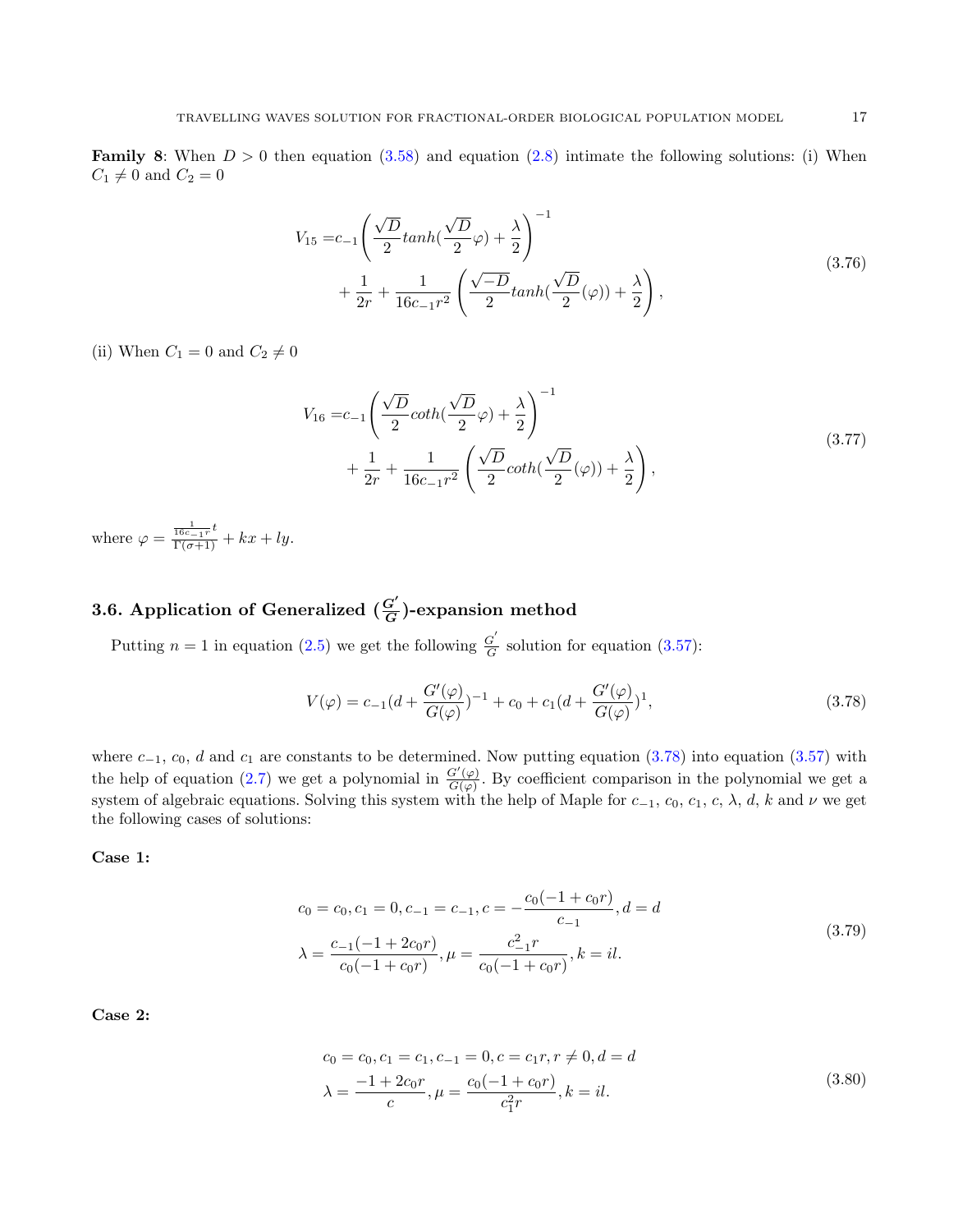**Family 8**: When $D > 0$ then equation (3.58) and equation (2.8) intimate the following solutions: (i) When $C_1 \neq 0$ and $C_2 = 0$

$$
\begin{aligned}
V_{15} =& c_{-1}\left(\frac{\sqrt{D}}{2} tanh(\frac{\sqrt{D}}{2}\varphi) + \frac{\lambda}{2}\right)^{-1} \\
&+ \frac{1}{2r} + \frac{1}{16c_{-1}r^2}\left(\frac{\sqrt{-D}}{2} tanh(\frac{\sqrt{D}}{2}(\varphi)) + \frac{\lambda}{2}\right),
\end{aligned} \tag{3.76}
$$

(ii) When $C_1 = 0$ and $C_2 \neq 0$

$$
\begin{aligned}
V_{16} =& c_{-1}\left(\frac{\sqrt{D}}{2} coth(\frac{\sqrt{D}}{2}\varphi) + \frac{\lambda}{2}\right)^{-1} \\
&+ \frac{1}{2r} + \frac{1}{16c_{-1}r^2}\left(\frac{\sqrt{D}}{2} coth(\frac{\sqrt{D}}{2}(\varphi)) + \frac{\lambda}{2}\right),
\end{aligned} \tag{3.77}
$$

where $\varphi = \frac{\frac{1}{16c_{-1}r}t}{\Gamma(\sigma+1)} + kx + ly$.

### 3.6. Application of Generalized $(\frac{G'}{G})$-expansion method

Putting $n = 1$ in equation (2.5) we get the following $\frac{G'}{G}$ solution for equation (3.57):

$$
V(\varphi) = c_{-1}(d + \frac{G'(\varphi)}{G(\varphi)})^{-1} + c_0 + c_1(d + \frac{G'(\varphi)}{G(\varphi)})^{1}, \tag{3.78}
$$

where $c_{-1}$, $c_0$, $d$ and $c_1$ are constants to be determined. Now putting equation (3.78) into equation (3.57) with the help of equation (2.7) we get a polynomial in $\frac{G'(\varphi)}{G(\varphi)}$. By coefficient comparison in the polynomial we get a system of algebraic equations. Solving this system with the help of Maple for $c_{-1}$, $c_0$, $c_1$, $c$, $\lambda$, $d$, $k$ and $\nu$ we get the following cases of solutions:

**Case 1:**

$$
\begin{aligned}
&c_0 = c_0, c_1 = 0, c_{-1} = c_{-1}, c = -\frac{c_0(-1 + c_0 r)}{c_{-1}}, d = d \\
&\lambda = \frac{c_{-1}(-1 + 2c_0 r)}{c_0(-1 + c_0 r)}, \mu = \frac{c_{-1}^2 r}{c_0(-1 + c_0 r)}, k = il.
\end{aligned} \tag{3.79}
$$

**Case 2:**

$$
\begin{aligned}
&c_0 = c_0, c_1 = c_1, c_{-1} = 0, c = c_1 r, r \neq 0, d = d \\
&\lambda = \frac{-1 + 2c_0 r}{c}, \mu = \frac{c_0(-1 + c_0 r)}{c_1^2 r}, k = il.
\end{aligned} \tag{3.80}
$$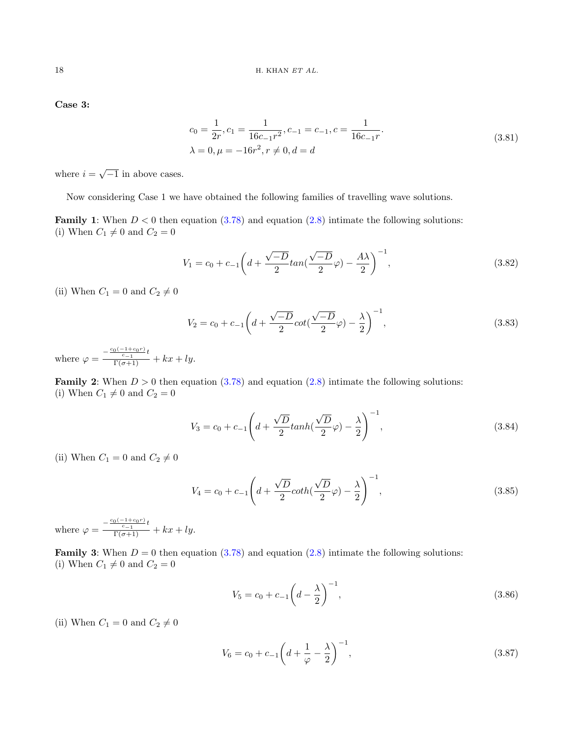**Case 3:**

$$
\begin{aligned}
&c_0 = \frac{1}{2r}, c_1 = \frac{1}{16c_{-1}r^2}, c_{-1} = c_{-1}, c = \frac{1}{16c_{-1}r}. \\
&\lambda = 0, \mu = -16r^2, r \neq 0, d = d
\end{aligned}
\tag{3.81}
$$

where $i = \sqrt{-1}$ in above cases.

Now considering Case 1 we have obtained the following families of travelling wave solutions.

**Family 1**: When $D < 0$ then equation (3.78) and equation (2.8) intimate the following solutions:
(i) When $C_1 \neq 0$ and $C_2 = 0$

$$
V_1 = c_0 + c_{-1}\left(d + \frac{\sqrt{-D}}{2}tan(\frac{\sqrt{-D}}{2}\varphi) - \frac{A\lambda}{2}\right)^{-1}, \tag{3.82}
$$

(ii) When $C_1 = 0$ and $C_2 \neq 0$

$$
V_2 = c_0 + c_{-1}\left(d + \frac{\sqrt{-D}}{2}cot(\frac{\sqrt{-D}}{2}\varphi) - \frac{\lambda}{2}\right)^{-1}, \tag{3.83}
$$

where $\varphi = \frac{-\frac{c_0(-1+c_0r)}{c_{-1}}t}{\Gamma(\sigma+1)} + kx + ly$.

**Family 2**: When $D > 0$ then equation (3.78) and equation (2.8) intimate the following solutions:
(i) When $C_1 \neq 0$ and $C_2 = 0$

$$
V_3 = c_0 + c_{-1}\left(d + \frac{\sqrt{D}}{2}tanh(\frac{\sqrt{D}}{2}\varphi) - \frac{\lambda}{2}\right)^{-1}, \tag{3.84}
$$

(ii) When $C_1 = 0$ and $C_2 \neq 0$

$$
V_4 = c_0 + c_{-1}\left(d + \frac{\sqrt{D}}{2}coth(\frac{\sqrt{D}}{2}\varphi) - \frac{\lambda}{2}\right)^{-1}, \tag{3.85}
$$

where $\varphi = \frac{-\frac{c_0(-1+c_0r)}{c_{-1}}t}{\Gamma(\sigma+1)} + kx + ly$.

**Family 3**: When $D = 0$ then equation (3.78) and equation (2.8) intimate the following solutions:
(i) When $C_1 \neq 0$ and $C_2 = 0$

$$
V_5 = c_0 + c_{-1}\left(d - \frac{\lambda}{2}\right)^{-1}, \tag{3.86}
$$

(ii) When $C_1 = 0$ and $C_2 \neq 0$

$$
V_6 = c_0 + c_{-1}\left(d + \frac{1}{\varphi} - \frac{\lambda}{2}\right)^{-1}, \tag{3.87}
$$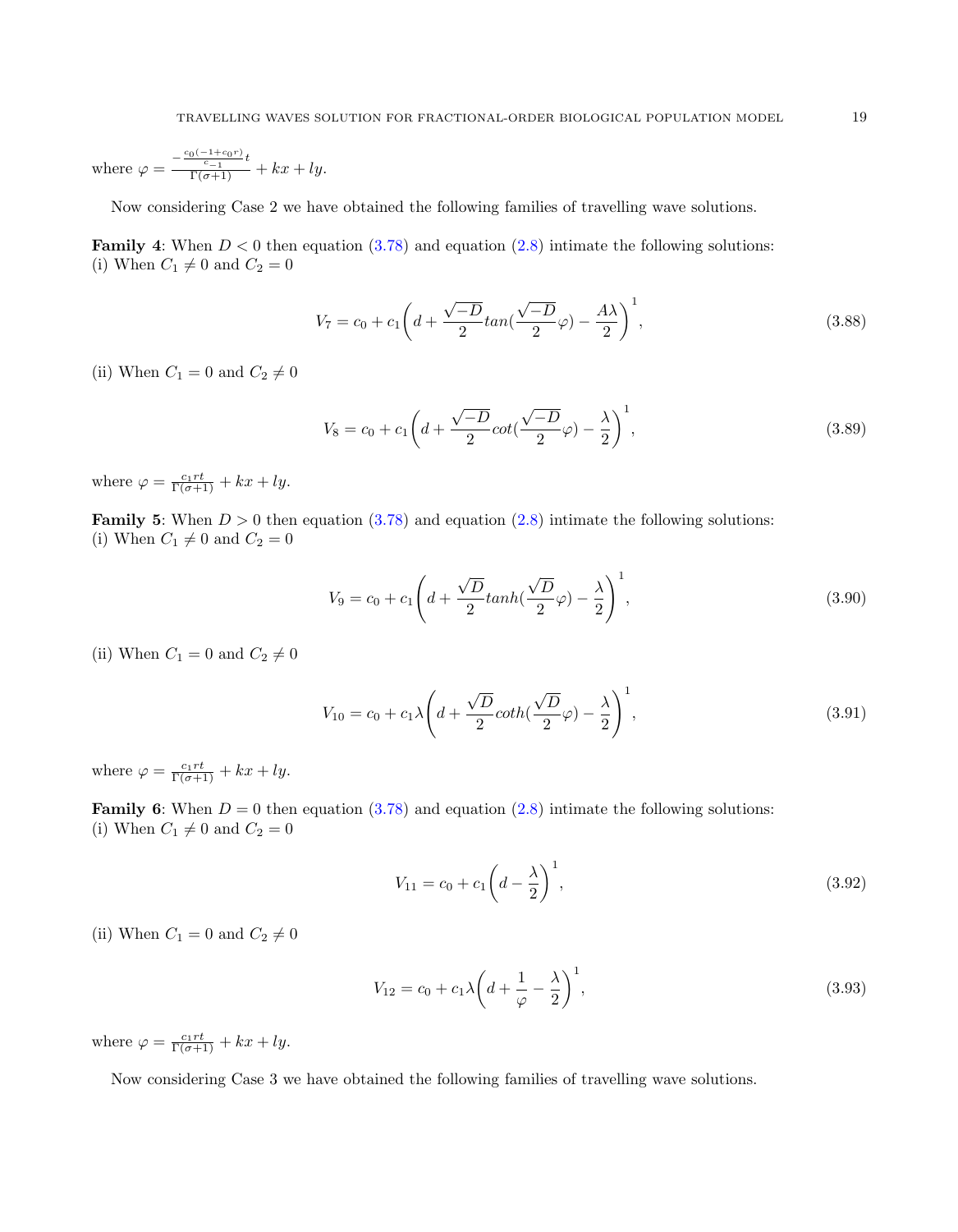where $\varphi = \frac{-\frac{c_0(-1+c_0 r)}{c_{-1}}t}{\Gamma(\sigma+1)} + kx + ly$.

Now considering Case 2 we have obtained the following families of travelling wave solutions.

**Family 4**: When $D < 0$ then equation (3.78) and equation (2.8) intimate the following solutions:
(i) When $C_1 \neq 0$ and $C_2 = 0$

$$V_7 = c_0 + c_1\left(d + \frac{\sqrt{-D}}{2}tan(\frac{\sqrt{-D}}{2}\varphi) - \frac{A\lambda}{2}\right)^1, \tag{3.88}$$

(ii) When $C_1 = 0$ and $C_2 \neq 0$

$$V_8 = c_0 + c_1\left(d + \frac{\sqrt{-D}}{2}cot(\frac{\sqrt{-D}}{2}\varphi) - \frac{\lambda}{2}\right)^1, \tag{3.89}$$

where $\varphi = \frac{c_1 rt}{\Gamma(\sigma+1)} + kx + ly$.

**Family 5**: When $D > 0$ then equation (3.78) and equation (2.8) intimate the following solutions:
(i) When $C_1 \neq 0$ and $C_2 = 0$

$$V_9 = c_0 + c_1\left(d + \frac{\sqrt{D}}{2}tanh(\frac{\sqrt{D}}{2}\varphi) - \frac{\lambda}{2}\right)^1, \tag{3.90}$$

(ii) When $C_1 = 0$ and $C_2 \neq 0$

$$V_{10} = c_0 + c_1\lambda\left(d + \frac{\sqrt{D}}{2}coth(\frac{\sqrt{D}}{2}\varphi) - \frac{\lambda}{2}\right)^1, \tag{3.91}$$

where $\varphi = \frac{c_1 rt}{\Gamma(\sigma+1)} + kx + ly$.

**Family 6**: When $D = 0$ then equation (3.78) and equation (2.8) intimate the following solutions:
(i) When $C_1 \neq 0$ and $C_2 = 0$

$$V_{11} = c_0 + c_1\left(d - \frac{\lambda}{2}\right)^1, \tag{3.92}$$

(ii) When $C_1 = 0$ and $C_2 \neq 0$

$$V_{12} = c_0 + c_1\lambda\left(d + \frac{1}{\varphi} - \frac{\lambda}{2}\right)^1, \tag{3.93}$$

where $\varphi = \frac{c_1 rt}{\Gamma(\sigma+1)} + kx + ly$.

Now considering Case 3 we have obtained the following families of travelling wave solutions.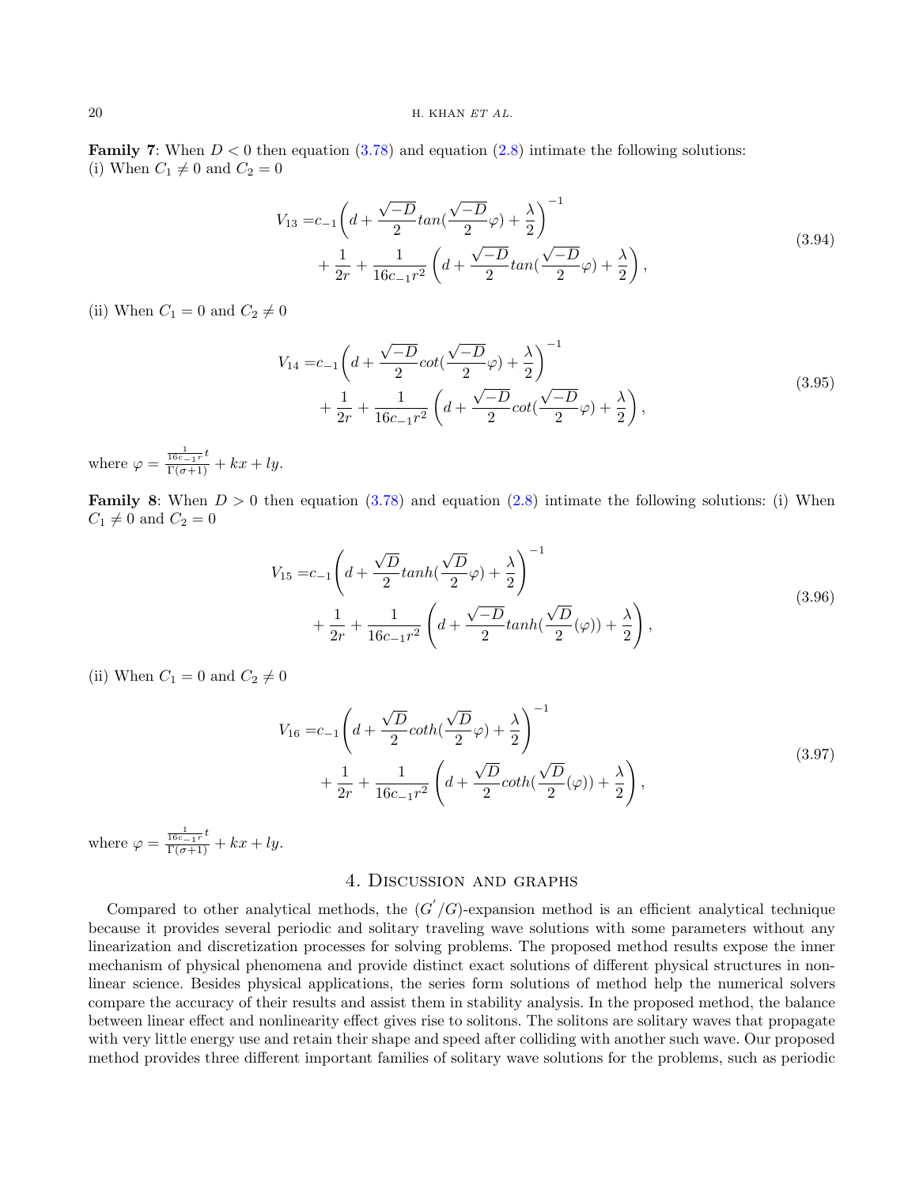**Family 7**: When $D < 0$ then equation (3.78) and equation (2.8) intimate the following solutions:
(i) When $C_1 \neq 0$ and $C_2 = 0$

$$
\begin{aligned}
V_{13} =& c_{-1}\left(d + \frac{\sqrt{-D}}{2}tan(\frac{\sqrt{-D}}{2}\varphi) + \frac{\lambda}{2}\right)^{-1} \\
&+ \frac{1}{2r} + \frac{1}{16c_{-1}r^2}\left(d + \frac{\sqrt{-D}}{2}tan(\frac{\sqrt{-D}}{2}\varphi) + \frac{\lambda}{2}\right),
\end{aligned}
\tag{3.94}
$$

(ii) When $C_1 = 0$ and $C_2 \neq 0$

$$
\begin{aligned}
V_{14} =& c_{-1}\left(d + \frac{\sqrt{-D}}{2}cot(\frac{\sqrt{-D}}{2}\varphi) + \frac{\lambda}{2}\right)^{-1} \\
&+ \frac{1}{2r} + \frac{1}{16c_{-1}r^2}\left(d + \frac{\sqrt{-D}}{2}cot(\frac{\sqrt{-D}}{2}\varphi) + \frac{\lambda}{2}\right),
\end{aligned}
\tag{3.95}
$$

where $\varphi = \frac{\frac{1}{16c_{-1}r}t}{\Gamma(\sigma+1)} + kx + ly$.

**Family 8**: When $D > 0$ then equation (3.78) and equation (2.8) intimate the following solutions: (i) When $C_1 \neq 0$ and $C_2 = 0$

$$
\begin{aligned}
V_{15} =& c_{-1}\left(d + \frac{\sqrt{D}}{2}tanh(\frac{\sqrt{D}}{2}\varphi) + \frac{\lambda}{2}\right)^{-1} \\
&+ \frac{1}{2r} + \frac{1}{16c_{-1}r^2}\left(d + \frac{\sqrt{-D}}{2}tanh(\frac{\sqrt{D}}{2}(\varphi)) + \frac{\lambda}{2}\right),
\end{aligned}
\tag{3.96}
$$

(ii) When $C_1 = 0$ and $C_2 \neq 0$

$$
\begin{aligned}
V_{16} =& c_{-1}\left(d + \frac{\sqrt{D}}{2}coth(\frac{\sqrt{D}}{2}\varphi) + \frac{\lambda}{2}\right)^{-1} \\
&+ \frac{1}{2r} + \frac{1}{16c_{-1}r^2}\left(d + \frac{\sqrt{D}}{2}coth(\frac{\sqrt{D}}{2}(\varphi)) + \frac{\lambda}{2}\right),
\end{aligned}
\tag{3.97}
$$

where $\varphi = \frac{\frac{1}{16c_{-1}r}t}{\Gamma(\sigma+1)} + kx + ly$.

## 4. Discussion and graphs

Compared to other analytical methods, the $(G'/G)$-expansion method is an efficient analytical technique because it provides several periodic and solitary traveling wave solutions with some parameters without any linearization and discretization processes for solving problems. The proposed method results expose the inner mechanism of physical phenomena and provide distinct exact solutions of different physical structures in nonlinear science. Besides physical applications, the series form solutions of method help the numerical solvers compare the accuracy of their results and assist them in stability analysis. In the proposed method, the balance between linear effect and nonlinearity effect gives rise to solitons. The solitons are solitary waves that propagate with very little energy use and retain their shape and speed after colliding with another such wave. Our proposed method provides three different important families of solitary wave solutions for the problems, such as periodic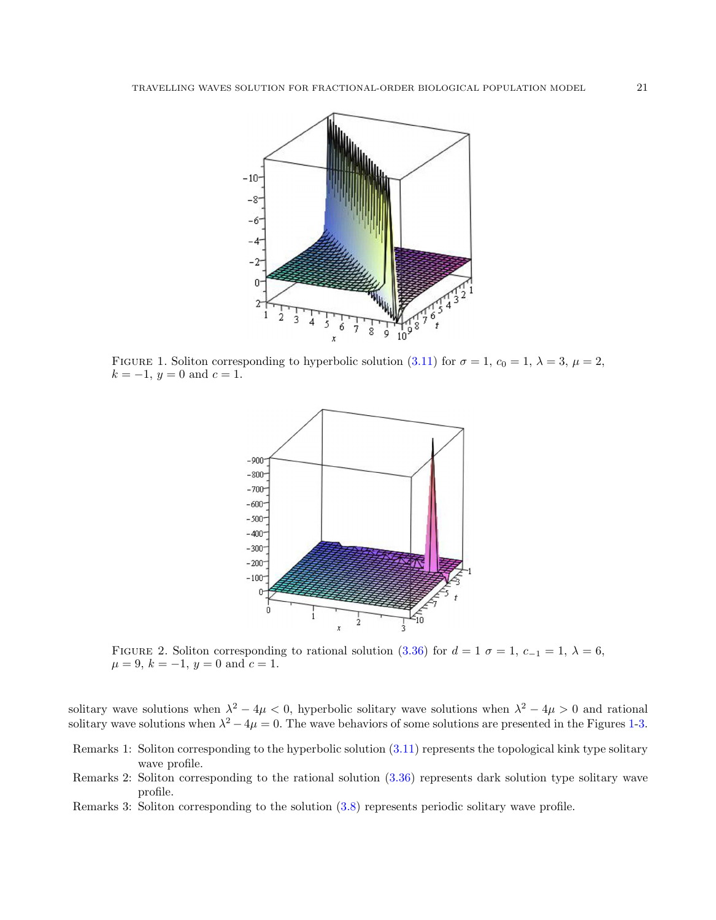FIGURE 1. Soliton corresponding to hyperbolic solution (3.11) for $\sigma = 1$, $c_0 = 1$, $\lambda = 3$, $\mu = 2$, $k = -1$, $y = 0$ and $c = 1$.

FIGURE 2. Soliton corresponding to rational solution (3.36) for $d = 1$ $\sigma = 1$, $c_{-1} = 1$, $\lambda = 6$, $\mu = 9$, $k = -1$, $y = 0$ and $c = 1$.

solitary wave solutions when $\lambda^2 - 4\mu < 0$, hyperbolic solitary wave solutions when $\lambda^2 - 4\mu > 0$ and rational solitary wave solutions when $\lambda^2 - 4\mu = 0$. The wave behaviors of some solutions are presented in the Figures 1-3.

Remarks 1: Soliton corresponding to the hyperbolic solution (3.11) represents the topological kink type solitary wave profile.

Remarks 2: Soliton corresponding to the rational solution (3.36) represents dark solution type solitary wave profile.

Remarks 3: Soliton corresponding to the solution (3.8) represents periodic solitary wave profile.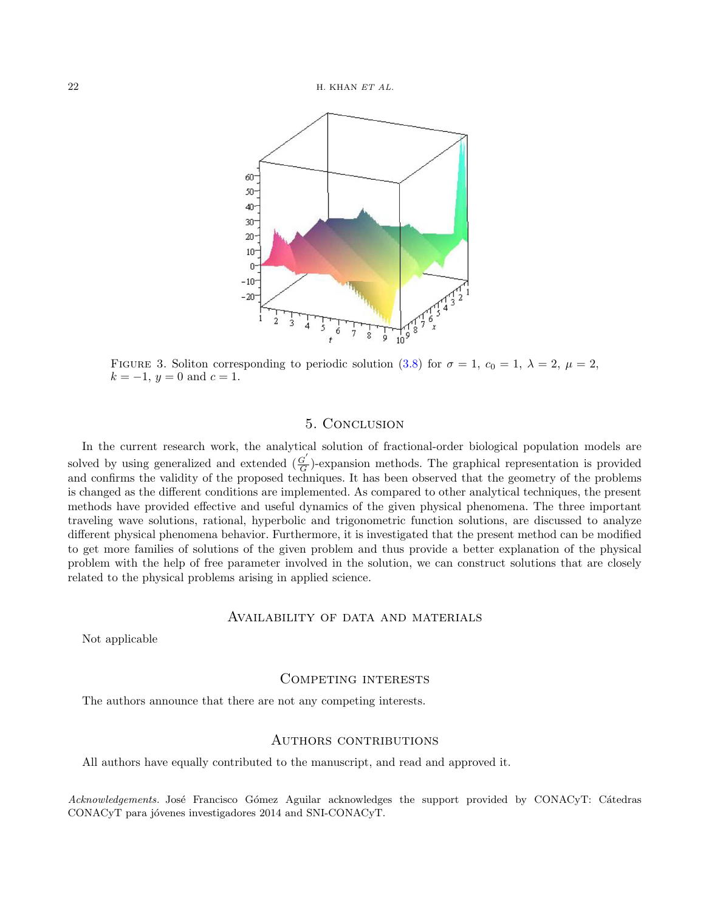Figure 3. Soliton corresponding to periodic solution (3.8) for $\sigma = 1$, $c_0 = 1$, $\lambda = 2$, $\mu = 2$, $k = -1$, $y = 0$ and $c = 1$.

## 5. Conclusion

In the current research work, the analytical solution of fractional-order biological population models are solved by using generalized and extended $(\frac{G'}{G})$-expansion methods. The graphical representation is provided and confirms the validity of the proposed techniques. It has been observed that the geometry of the problems is changed as the different conditions are implemented. As compared to other analytical techniques, the present methods have provided effective and useful dynamics of the given physical phenomena. The three important traveling wave solutions, rational, hyperbolic and trigonometric function solutions, are discussed to analyze different physical phenomena behavior. Furthermore, it is investigated that the present method can be modified to get more families of solutions of the given problem and thus provide a better explanation of the physical problem with the help of free parameter involved in the solution, we can construct solutions that are closely related to the physical problems arising in applied science.

## Availability of data and materials

Not applicable

## Competing interests

The authors announce that there are not any competing interests.

## Authors contributions

All authors have equally contributed to the manuscript, and read and approved it.

*Acknowledgements.* José Francisco Gómez Aguilar acknowledges the support provided by CONACyT: Cátedras CONACyT para jóvenes investigadores 2014 and SNI-CONACyT.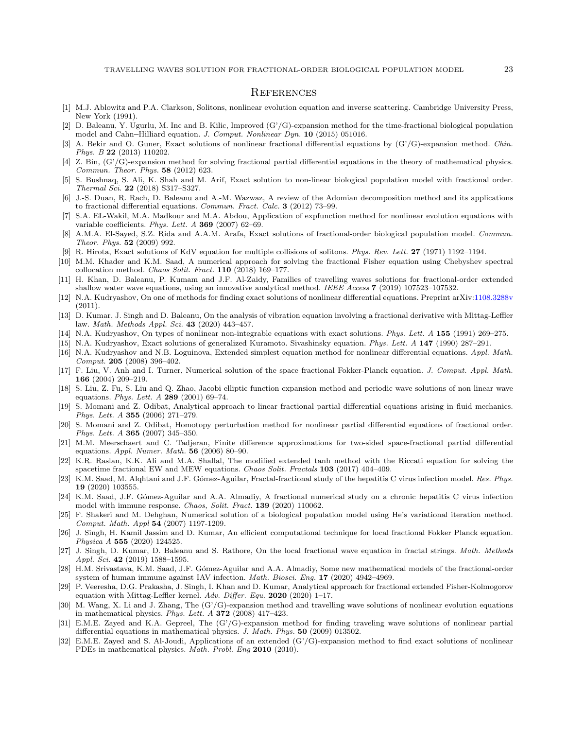# References

[1] M.J. Ablowitz and P.A. Clarkson, Solitons, nonlinear evolution equation and inverse scattering. Cambridge University Press, New York (1991).

[2] D. Baleanu, Y. Ugurlu, M. Inc and B. Kilic, Improved (G'/G)-expansion method for the time-fractional biological population model and Cahn–Hilliard equation. *J. Comput. Nonlinear Dyn.* **10** (2015) 051016.

[3] A. Bekir and O. Guner, Exact solutions of nonlinear fractional differential equations by (G'/G)-expansion method. *Chin. Phys. B* **22** (2013) 110202.

[4] Z. Bin, (G'/G)-expansion method for solving fractional partial differential equations in the theory of mathematical physics. *Commun. Theor. Phys.* **58** (2012) 623.

[5] S. Bushnaq, S. Ali, K. Shah and M. Arif, Exact solution to non-linear biological population model with fractional order. *Thermal Sci.* **22** (2018) S317–S327.

[6] J.-S. Duan, R. Rach, D. Baleanu and A.-M. Wazwaz, A review of the Adomian decomposition method and its applications to fractional differential equations. *Commun. Fract. Calc.* **3** (2012) 73–99.

[7] S.A. EL-Wakil, M.A. Madkour and M.A. Abdou, Application of expfunction method for nonlinear evolution equations with variable coefficients. *Phys. Lett. A* **369** (2007) 62–69.

[8] A.M.A. El-Sayed, S.Z. Rida and A.A.M. Arafa, Exact solutions of fractional-order biological population model. *Commun. Theor. Phys.* **52** (2009) 992.

[9] R. Hirota, Exact solutions of KdV equation for multiple collisions of solitons. *Phys. Rev. Lett.* **27** (1971) 1192–1194.

[10] M.M. Khader and K.M. Saad, A numerical approach for solving the fractional Fisher equation using Chebyshev spectral collocation method. *Chaos Solit. Fract.* **110** (2018) 169–177.

[11] H. Khan, D. Baleanu, P. Kumam and J.F. Al-Zaidy, Families of travelling waves solutions for fractional-order extended shallow water wave equations, using an innovative analytical method. *IEEE Access* **7** (2019) 107523–107532.

[12] N.A. Kudryashov, On one of methods for finding exact solutions of nonlinear differential equations. Preprint arXiv:1108.3288v (2011).

[13] D. Kumar, J. Singh and D. Baleanu, On the analysis of vibration equation involving a fractional derivative with Mittag-Leffler law. *Math. Methods Appl. Sci.* **43** (2020) 443–457.

[14] N.A. Kudryashov, On types of nonlinear non-integrable equations with exact solutions. *Phys. Lett. A* **155** (1991) 269–275.

[15] N.A. Kudryashov, Exact solutions of generalized Kuramoto. Sivashinsky equation. *Phys. Lett. A* **147** (1990) 287–291.

[16] N.A. Kudryashov and N.B. Loguinova, Extended simplest equation method for nonlinear differential equations. *Appl. Math. Comput.* **205** (2008) 396–402.

[17] F. Liu, V. Anh and I. Turner, Numerical solution of the space fractional Fokker-Planck equation. *J. Comput. Appl. Math.* **166** (2004) 209–219.

[18] S. Liu, Z. Fu, S. Liu and Q. Zhao, Jacobi elliptic function expansion method and periodic wave solutions of non linear wave equations. *Phys. Lett. A* **289** (2001) 69–74.

[19] S. Momani and Z. Odibat, Analytical approach to linear fractional partial differential equations arising in fluid mechanics. *Phys. Lett. A* **355** (2006) 271–279.

[20] S. Momani and Z. Odibat, Homotopy perturbation method for nonlinear partial differential equations of fractional order. *Phys. Lett. A* **365** (2007) 345–350.

[21] M.M. Meerschaert and C. Tadjeran, Finite difference approximations for two-sided space-fractional partial differential equations. *Appl. Numer. Math.* **56** (2006) 80–90.

[22] K.R. Raslan, K.K. Ali and M.A. Shallal, The modified extended tanh method with the Riccati equation for solving the spacetime fractional EW and MEW equations. *Chaos Solit. Fractals* **103** (2017) 404–409.

[23] K.M. Saad, M. Alqhtani and J.F. Gómez-Aguilar, Fractal-fractional study of the hepatitis C virus infection model. *Res. Phys.* **19** (2020) 103555.

[24] K.M. Saad, J.F. Gómez-Aguilar and A.A. Almadiy, A fractional numerical study on a chronic hepatitis C virus infection model with immune response. *Chaos, Solit. Fract.* **139** (2020) 110062.

[25] F. Shakeri and M. Dehghan, Numerical solution of a biological population model using He's variational iteration method. *Comput. Math. Appl* **54** (2007) 1197-1209.

[26] J. Singh, H. Kamil Jassim and D. Kumar, An efficient computational technique for local fractional Fokker Planck equation. *Physica A* **555** (2020) 124525.

[27] J. Singh, D. Kumar, D. Baleanu and S. Rathore, On the local fractional wave equation in fractal strings. *Math. Methods Appl. Sci.* **42** (2019) 1588–1595.

[28] H.M. Srivastava, K.M. Saad, J.F. Gómez-Aguilar and A.A. Almadiy, Some new mathematical models of the fractional-order system of human immune against IAV infection. *Math. Biosci. Eng.* **17** (2020) 4942–4969.

[29] P. Veeresha, D.G. Prakasha, J. Singh, I. Khan and D. Kumar, Analytical approach for fractional extended Fisher-Kolmogorov equation with Mittag-Leffler kernel. *Adv. Differ. Equ.* **2020** (2020) 1–17.

[30] M. Wang, X. Li and J. Zhang, The (G'/G)-expansion method and travelling wave solutions of nonlinear evolution equations in mathematical physics. *Phys. Lett. A* **372** (2008) 417–423.

[31] E.M.E. Zayed and K.A. Gepreel, The (G'/G)-expansion method for finding traveling wave solutions of nonlinear partial differential equations in mathematical physics. *J. Math. Phys.* **50** (2009) 013502.

[32] E.M.E. Zayed and S. Al-Joudi, Applications of an extended (G'/G)-expansion method to find exact solutions of nonlinear PDEs in mathematical physics. *Math. Probl. Eng* **2010** (2010).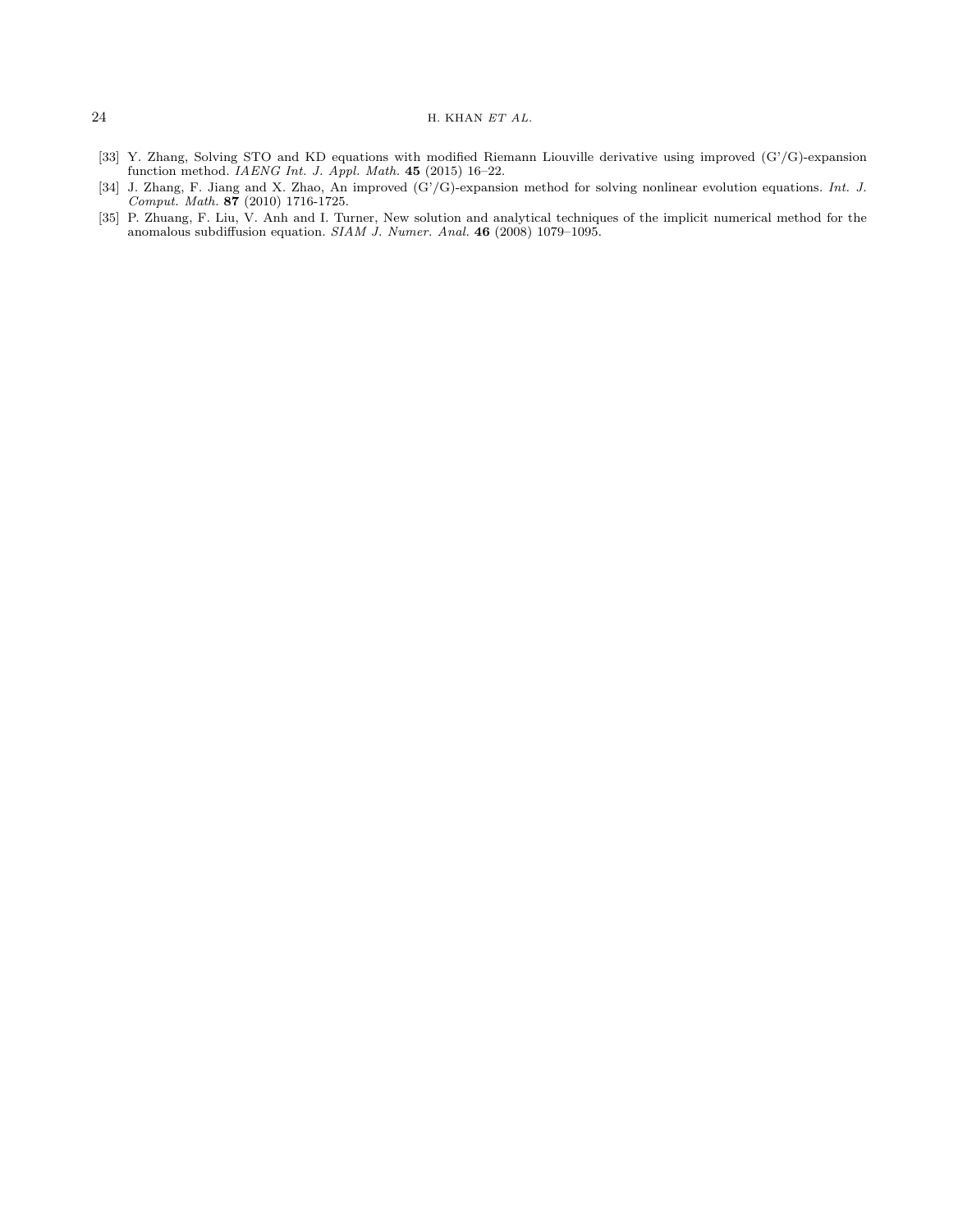[33] Y. Zhang, Solving STO and KD equations with modified Riemann Liouville derivative using improved (G'/G)-expansion function method. *IAENG Int. J. Appl. Math.* **45** (2015) 16–22.

[34] J. Zhang, F. Jiang and X. Zhao, An improved (G'/G)-expansion method for solving nonlinear evolution equations. *Int. J. Comput. Math.* **87** (2010) 1716-1725.

[35] P. Zhuang, F. Liu, V. Anh and I. Turner, New solution and analytical techniques of the implicit numerical method for the anomalous subdiffusion equation. *SIAM J. Numer. Anal.* **46** (2008) 1079–1095.